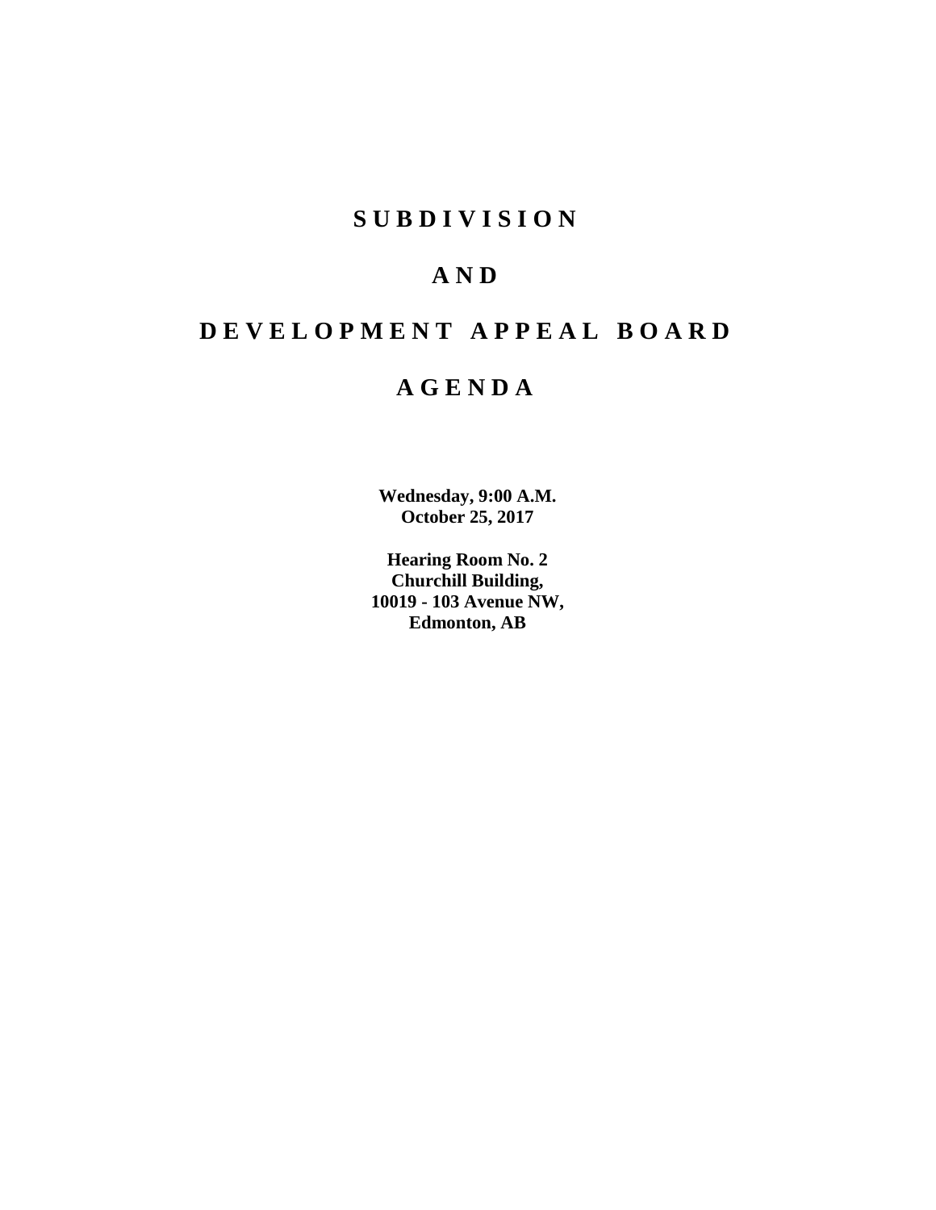# SUBDIVISION

# AND

# DEVELOPMENT APPEAL BOARD

# AGENDA

**Wednesday, 9:00 A.M.**
**October 25, 2017**

**Hearing Room No. 2**
**Churchill Building,**
**10019 - 103 Avenue NW,**
**Edmonton, AB**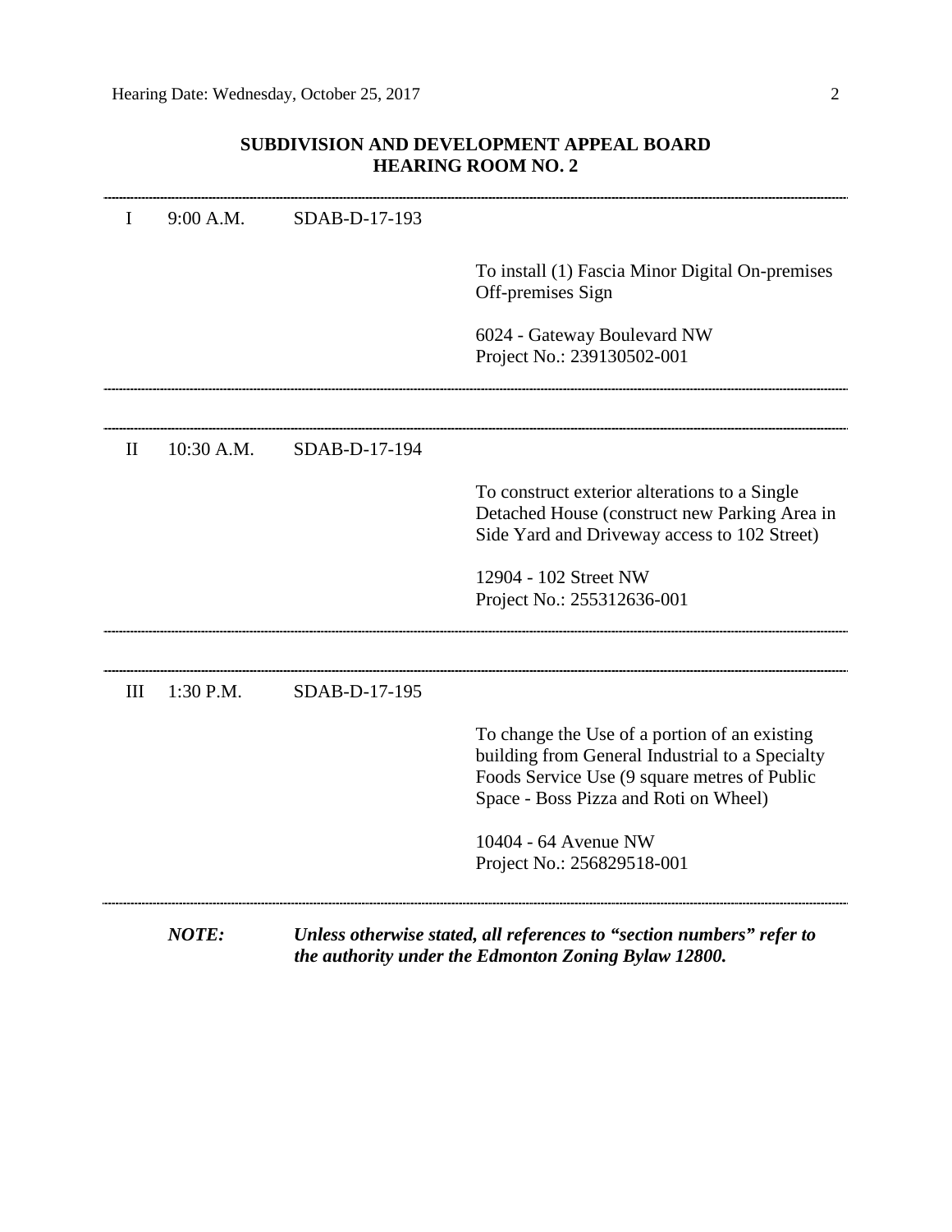## SUBDIVISION AND DEVELOPMENT APPEAL BOARD
## HEARING ROOM NO. 2

---

| | | | |
|---|---|---|---|
| I | 9:00 A.M. | SDAB-D-17-193 | |
| | | | To install (1) Fascia Minor Digital On-premises Off-premises Sign |
| | | | 6024 - Gateway Boulevard NW<br>Project No.: 239130502-001 |

---

| | | | |
|---|---|---|---|
| II | 10:30 A.M. | SDAB-D-17-194 | |
| | | | To construct exterior alterations to a Single Detached House (construct new Parking Area in Side Yard and Driveway access to 102 Street) |
| | | | 12904 - 102 Street NW<br>Project No.: 255312636-001 |

---

| | | | |
|---|---|---|---|
| III | 1:30 P.M. | SDAB-D-17-195 | |
| | | | To change the Use of a portion of an existing building from General Industrial to a Specialty Foods Service Use (9 square metres of Public Space - Boss Pizza and Roti on Wheel) |
| | | | 10404 - 64 Avenue NW<br>Project No.: 256829518-001 |

---

***NOTE:*** ***Unless otherwise stated, all references to "section numbers" refer to the authority under the Edmonton Zoning Bylaw 12800.***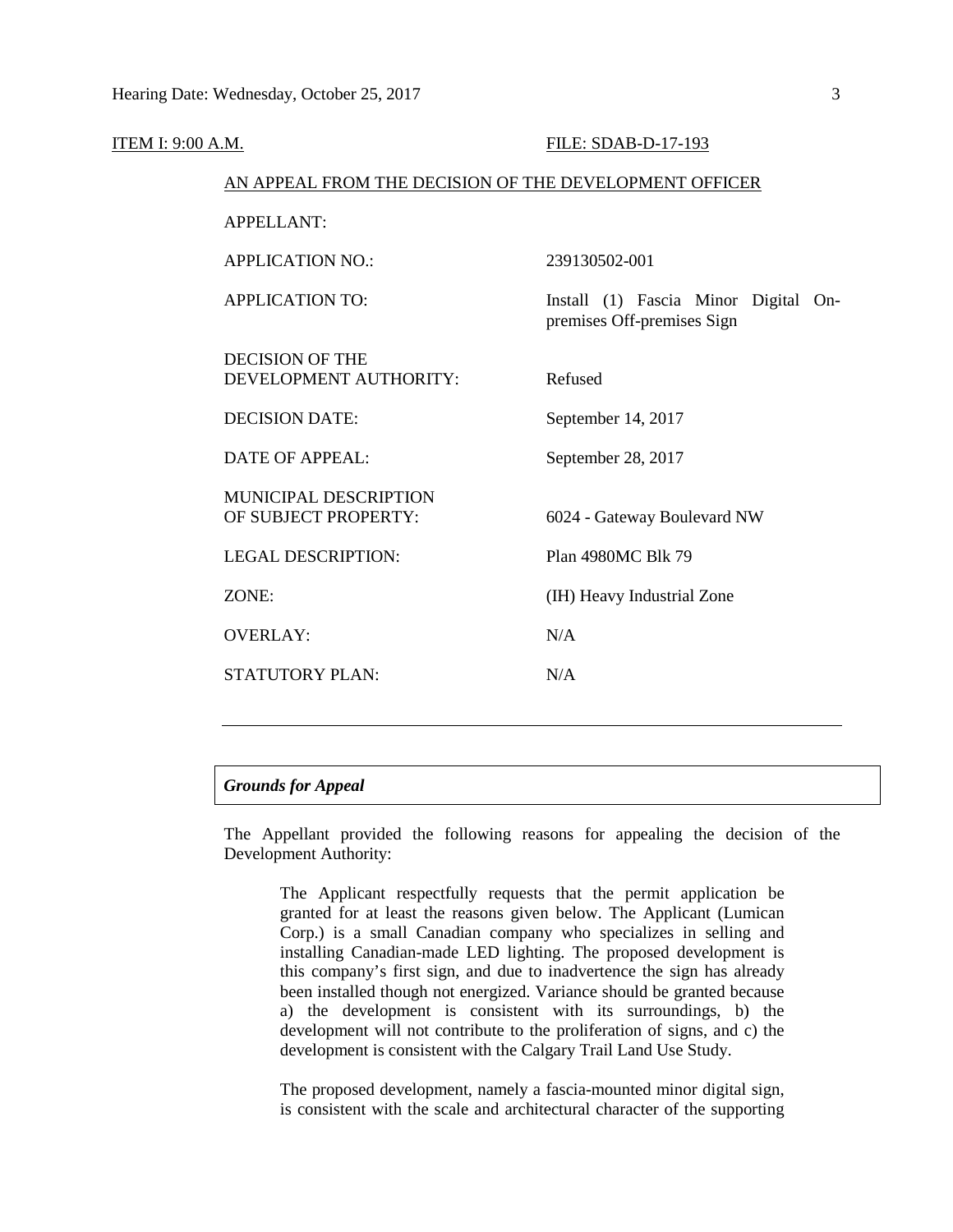ITEM I: 9:00 A.M. FILE: SDAB-D-17-193

AN APPEAL FROM THE DECISION OF THE DEVELOPMENT OFFICER

| | |
|---|---|
| APPELLANT: | |
| APPLICATION NO.: | 239130502-001 |
| APPLICATION TO: | Install (1) Fascia Minor Digital On-premises Off-premises Sign |
| DECISION OF THE DEVELOPMENT AUTHORITY: | Refused |
| DECISION DATE: | September 14, 2017 |
| DATE OF APPEAL: | September 28, 2017 |
| MUNICIPAL DESCRIPTION OF SUBJECT PROPERTY: | 6024 - Gateway Boulevard NW |
| LEGAL DESCRIPTION: | Plan 4980MC Blk 79 |
| ZONE: | (IH) Heavy Industrial Zone |
| OVERLAY: | N/A |
| STATUTORY PLAN: | N/A |

---

### *Grounds for Appeal*

The Appellant provided the following reasons for appealing the decision of the Development Authority:

> The Applicant respectfully requests that the permit application be granted for at least the reasons given below. The Applicant (Lumican Corp.) is a small Canadian company who specializes in selling and installing Canadian-made LED lighting. The proposed development is this company's first sign, and due to inadvertence the sign has already been installed though not energized. Variance should be granted because a) the development is consistent with its surroundings, b) the development will not contribute to the proliferation of signs, and c) the development is consistent with the Calgary Trail Land Use Study.
>
> The proposed development, namely a fascia-mounted minor digital sign, is consistent with the scale and architectural character of the supporting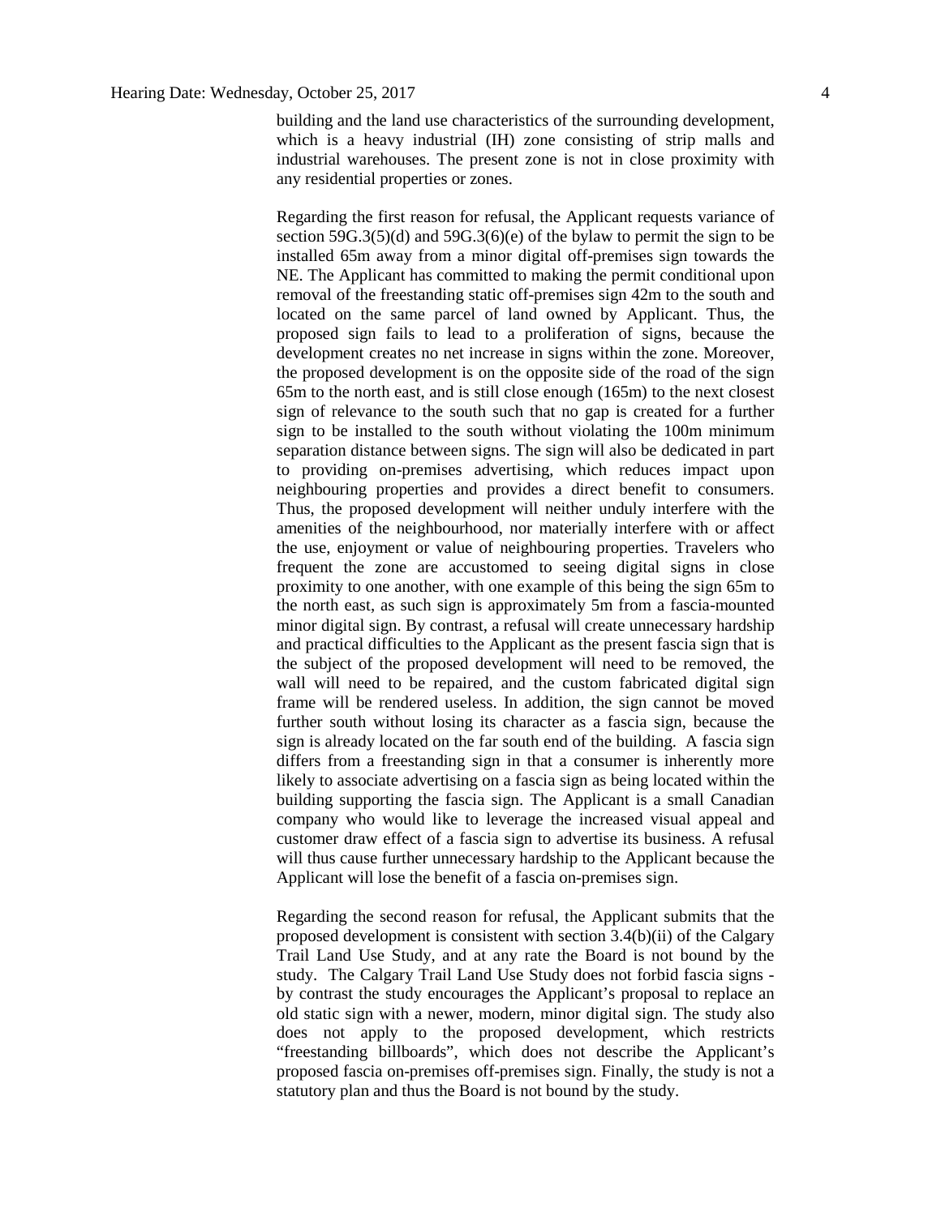building and the land use characteristics of the surrounding development, which is a heavy industrial (IH) zone consisting of strip malls and industrial warehouses. The present zone is not in close proximity with any residential properties or zones.

Regarding the first reason for refusal, the Applicant requests variance of section 59G.3(5)(d) and 59G.3(6)(e) of the bylaw to permit the sign to be installed 65m away from a minor digital off-premises sign towards the NE. The Applicant has committed to making the permit conditional upon removal of the freestanding static off-premises sign 42m to the south and located on the same parcel of land owned by Applicant. Thus, the proposed sign fails to lead to a proliferation of signs, because the development creates no net increase in signs within the zone. Moreover, the proposed development is on the opposite side of the road of the sign 65m to the north east, and is still close enough (165m) to the next closest sign of relevance to the south such that no gap is created for a further sign to be installed to the south without violating the 100m minimum separation distance between signs. The sign will also be dedicated in part to providing on-premises advertising, which reduces impact upon neighbouring properties and provides a direct benefit to consumers. Thus, the proposed development will neither unduly interfere with the amenities of the neighbourhood, nor materially interfere with or affect the use, enjoyment or value of neighbouring properties. Travelers who frequent the zone are accustomed to seeing digital signs in close proximity to one another, with one example of this being the sign 65m to the north east, as such sign is approximately 5m from a fascia-mounted minor digital sign. By contrast, a refusal will create unnecessary hardship and practical difficulties to the Applicant as the present fascia sign that is the subject of the proposed development will need to be removed, the wall will need to be repaired, and the custom fabricated digital sign frame will be rendered useless. In addition, the sign cannot be moved further south without losing its character as a fascia sign, because the sign is already located on the far south end of the building. A fascia sign differs from a freestanding sign in that a consumer is inherently more likely to associate advertising on a fascia sign as being located within the building supporting the fascia sign. The Applicant is a small Canadian company who would like to leverage the increased visual appeal and customer draw effect of a fascia sign to advertise its business. A refusal will thus cause further unnecessary hardship to the Applicant because the Applicant will lose the benefit of a fascia on-premises sign.

Regarding the second reason for refusal, the Applicant submits that the proposed development is consistent with section 3.4(b)(ii) of the Calgary Trail Land Use Study, and at any rate the Board is not bound by the study. The Calgary Trail Land Use Study does not forbid fascia signs - by contrast the study encourages the Applicant's proposal to replace an old static sign with a newer, modern, minor digital sign. The study also does not apply to the proposed development, which restricts "freestanding billboards", which does not describe the Applicant's proposed fascia on-premises off-premises sign. Finally, the study is not a statutory plan and thus the Board is not bound by the study.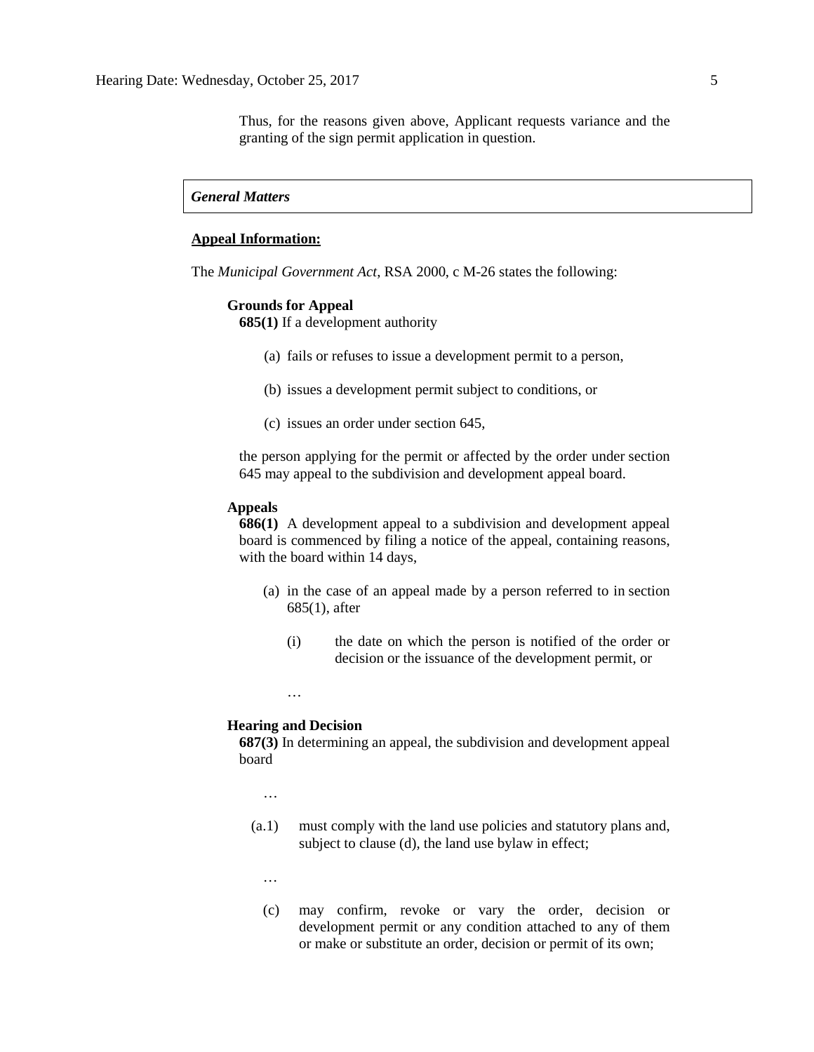Thus, for the reasons given above, Applicant requests variance and the granting of the sign permit application in question.

*General Matters*

**Appeal Information:**

The *Municipal Government Act*, RSA 2000, c M-26 states the following:

**Grounds for Appeal**

**685(1)** If a development authority

(a) fails or refuses to issue a development permit to a person,

(b) issues a development permit subject to conditions, or

(c) issues an order under section 645,

the person applying for the permit or affected by the order under section 645 may appeal to the subdivision and development appeal board.

**Appeals**

**686(1)** A development appeal to a subdivision and development appeal board is commenced by filing a notice of the appeal, containing reasons, with the board within 14 days,

(a) in the case of an appeal made by a person referred to in section 685(1), after

(i) the date on which the person is notified of the order or decision or the issuance of the development permit, or

…

**Hearing and Decision**

**687(3)** In determining an appeal, the subdivision and development appeal board

…

(a.1) must comply with the land use policies and statutory plans and, subject to clause (d), the land use bylaw in effect;

…

(c) may confirm, revoke or vary the order, decision or development permit or any condition attached to any of them or make or substitute an order, decision or permit of its own;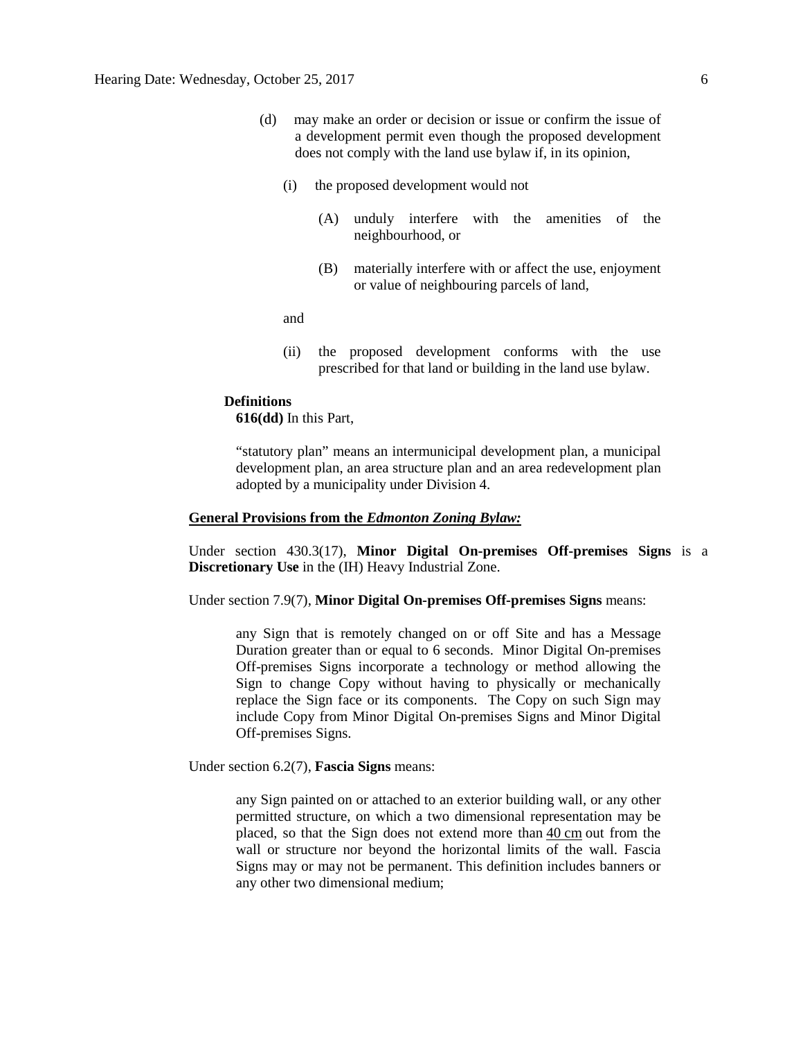(d) may make an order or decision or issue or confirm the issue of a development permit even though the proposed development does not comply with the land use bylaw if, in its opinion,

  (i) the proposed development would not

    (A) unduly interfere with the amenities of the neighbourhood, or

    (B) materially interfere with or affect the use, enjoyment or value of neighbouring parcels of land,

  and

  (ii) the proposed development conforms with the use prescribed for that land or building in the land use bylaw.

**Definitions**
**616(dd)** In this Part,

"statutory plan" means an intermunicipal development plan, a municipal development plan, an area structure plan and an area redevelopment plan adopted by a municipality under Division 4.

**General Provisions from the *Edmonton Zoning Bylaw:***

Under section 430.3(17), **Minor Digital On-premises Off-premises Signs** is a **Discretionary Use** in the (IH) Heavy Industrial Zone.

Under section 7.9(7), **Minor Digital On-premises Off-premises Signs** means:

> any Sign that is remotely changed on or off Site and has a Message Duration greater than or equal to 6 seconds. Minor Digital On-premises Off-premises Signs incorporate a technology or method allowing the Sign to change Copy without having to physically or mechanically replace the Sign face or its components. The Copy on such Sign may include Copy from Minor Digital On-premises Signs and Minor Digital Off-premises Signs.

Under section 6.2(7), **Fascia Signs** means:

> any Sign painted on or attached to an exterior building wall, or any other permitted structure, on which a two dimensional representation may be placed, so that the Sign does not extend more than 40 cm out from the wall or structure nor beyond the horizontal limits of the wall. Fascia Signs may or may not be permanent. This definition includes banners or any other two dimensional medium;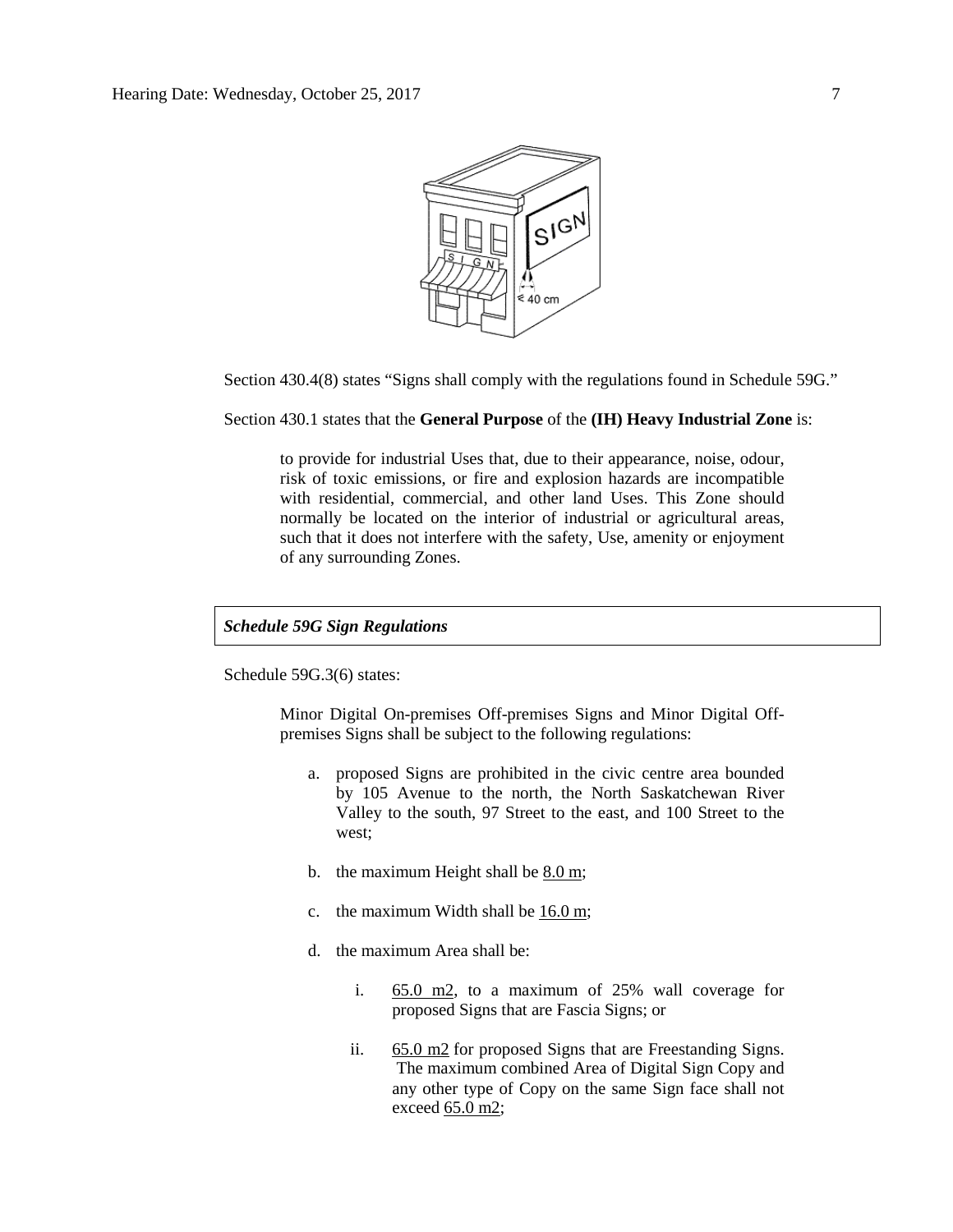Section 430.4(8) states “Signs shall comply with the regulations found in Schedule 59G.”

Section 430.1 states that the **General Purpose** of the **(IH) Heavy Industrial Zone** is:

> to provide for industrial Uses that, due to their appearance, noise, odour, risk of toxic emissions, or fire and explosion hazards are incompatible with residential, commercial, and other land Uses. This Zone should normally be located on the interior of industrial or agricultural areas, such that it does not interfere with the safety, Use, amenity or enjoyment of any surrounding Zones.

***Schedule 59G Sign Regulations***

Schedule 59G.3(6) states:

> Minor Digital On-premises Off-premises Signs and Minor Digital Off-premises Signs shall be subject to the following regulations:
>
> a. proposed Signs are prohibited in the civic centre area bounded by 105 Avenue to the north, the North Saskatchewan River Valley to the south, 97 Street to the east, and 100 Street to the west;
>
> b. the maximum Height shall be 8.0 m;
>
> c. the maximum Width shall be 16.0 m;
>
> d. the maximum Area shall be:
>
>    i. 65.0 m2, to a maximum of 25% wall coverage for proposed Signs that are Fascia Signs; or
>
>    ii. 65.0 m2 for proposed Signs that are Freestanding Signs. The maximum combined Area of Digital Sign Copy and any other type of Copy on the same Sign face shall not exceed 65.0 m2;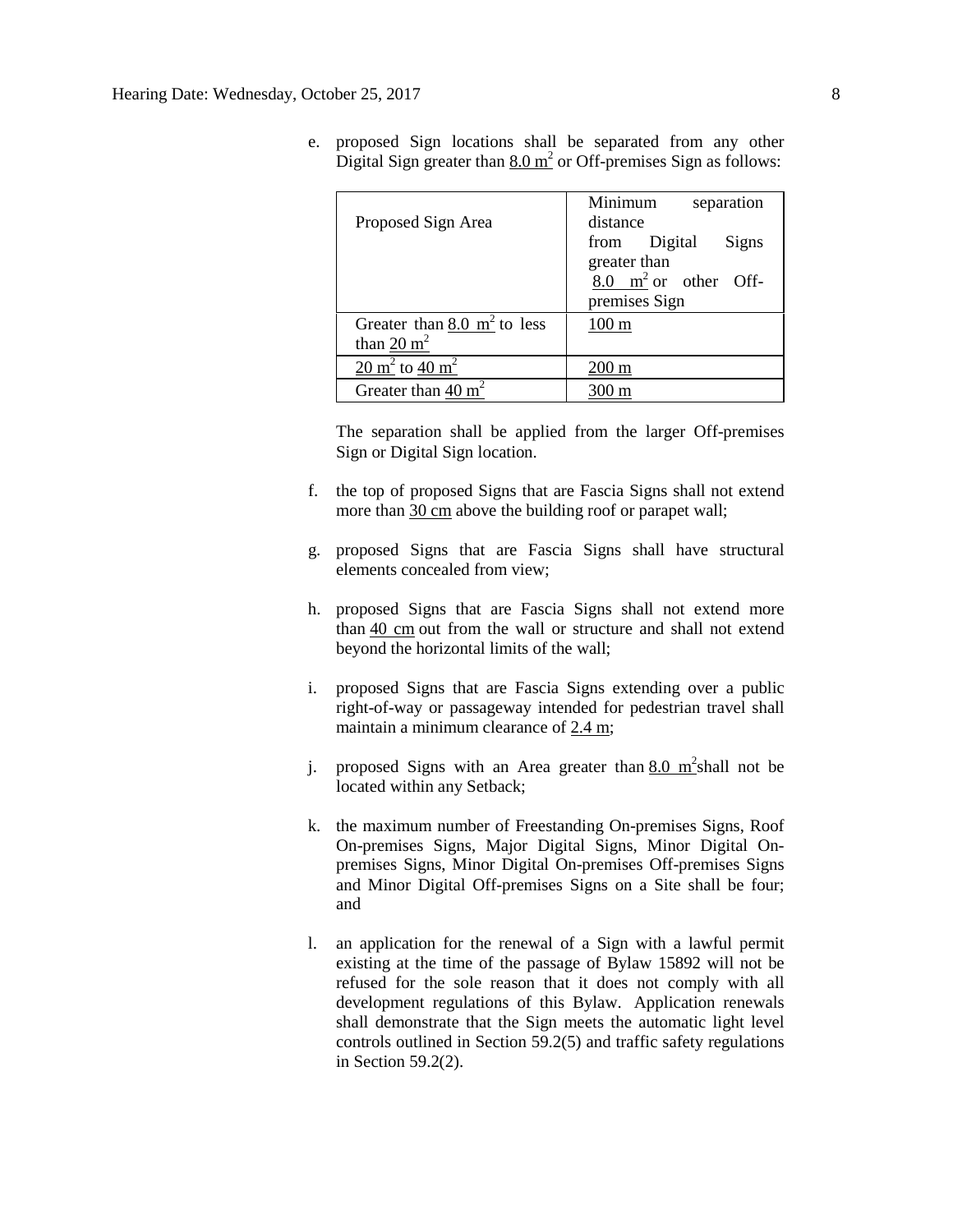e. proposed Sign locations shall be separated from any other Digital Sign greater than 8.0 $m^2$ or Off-premises Sign as follows:

| Proposed Sign Area | Minimum separation distance from Digital Signs greater than 8.0 $m^2$ or other Off-premises Sign |
|---|---|
| Greater than 8.0 $m^2$ to less than 20 $m^2$ | 100 m |
| 20 $m^2$ to 40 $m^2$ | 200 m |
| Greater than 40 $m^2$ | 300 m |

The separation shall be applied from the larger Off-premises Sign or Digital Sign location.

f. the top of proposed Signs that are Fascia Signs shall not extend more than 30 cm above the building roof or parapet wall;

g. proposed Signs that are Fascia Signs shall have structural elements concealed from view;

h. proposed Signs that are Fascia Signs shall not extend more than 40 cm out from the wall or structure and shall not extend beyond the horizontal limits of the wall;

i. proposed Signs that are Fascia Signs extending over a public right-of-way or passageway intended for pedestrian travel shall maintain a minimum clearance of 2.4 m;

j. proposed Signs with an Area greater than 8.0 $m^2$ shall not be located within any Setback;

k. the maximum number of Freestanding On-premises Signs, Roof On-premises Signs, Major Digital Signs, Minor Digital On-premises Signs, Minor Digital On-premises Off-premises Signs and Minor Digital Off-premises Signs on a Site shall be four; and

l. an application for the renewal of a Sign with a lawful permit existing at the time of the passage of Bylaw 15892 will not be refused for the sole reason that it does not comply with all development regulations of this Bylaw. Application renewals shall demonstrate that the Sign meets the automatic light level controls outlined in Section 59.2(5) and traffic safety regulations in Section 59.2(2).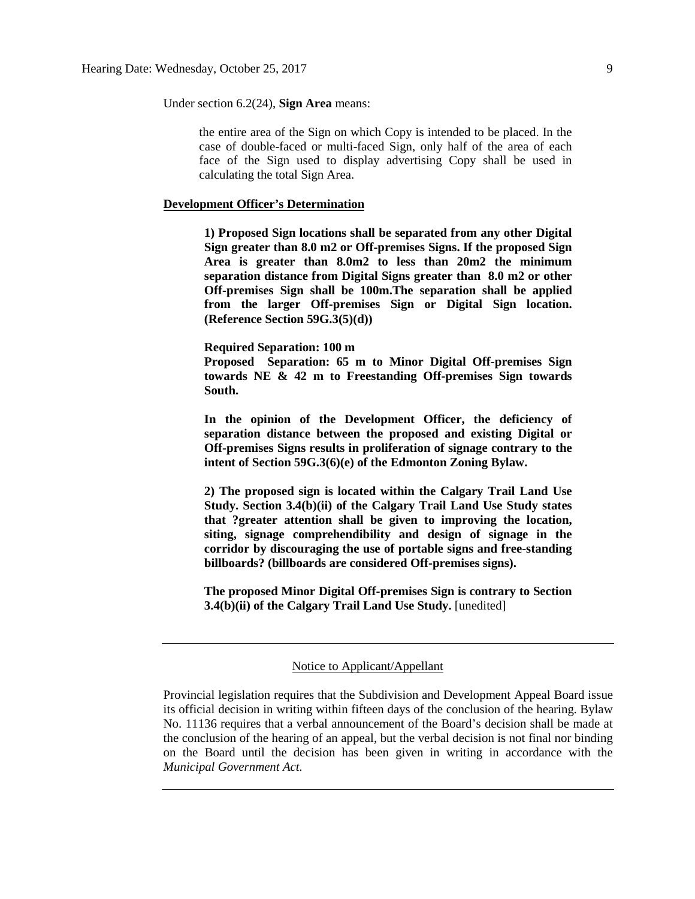Under section 6.2(24), **Sign Area** means:

> the entire area of the Sign on which Copy is intended to be placed. In the case of double-faced or multi-faced Sign, only half of the area of each face of the Sign used to display advertising Copy shall be used in calculating the total Sign Area.

**<u>Development Officer's Determination</u>**

> **1) Proposed Sign locations shall be separated from any other Digital Sign greater than 8.0 m2 or Off-premises Signs. If the proposed Sign Area is greater than 8.0m2 to less than 20m2 the minimum separation distance from Digital Signs greater than 8.0 m2 or other Off-premises Sign shall be 100m.The separation shall be applied from the larger Off-premises Sign or Digital Sign location. (Reference Section 59G.3(5)(d))**
>
> **Required Separation: 100 m**
> **Proposed Separation: 65 m to Minor Digital Off-premises Sign towards NE & 42 m to Freestanding Off-premises Sign towards South.**
>
> **In the opinion of the Development Officer, the deficiency of separation distance between the proposed and existing Digital or Off-premises Signs results in proliferation of signage contrary to the intent of Section 59G.3(6)(e) of the Edmonton Zoning Bylaw.**
>
> **2) The proposed sign is located within the Calgary Trail Land Use Study. Section 3.4(b)(ii) of the Calgary Trail Land Use Study states that ?greater attention shall be given to improving the location, siting, signage comprehendibility and design of signage in the corridor by discouraging the use of portable signs and free-standing billboards? (billboards are considered Off-premises signs).**
>
> **The proposed Minor Digital Off-premises Sign is contrary to Section 3.4(b)(ii) of the Calgary Trail Land Use Study.** [unedited]

---

<u>Notice to Applicant/Appellant</u>

Provincial legislation requires that the Subdivision and Development Appeal Board issue its official decision in writing within fifteen days of the conclusion of the hearing. Bylaw No. 11136 requires that a verbal announcement of the Board's decision shall be made at the conclusion of the hearing of an appeal, but the verbal decision is not final nor binding on the Board until the decision has been given in writing in accordance with the *Municipal Government Act.*

---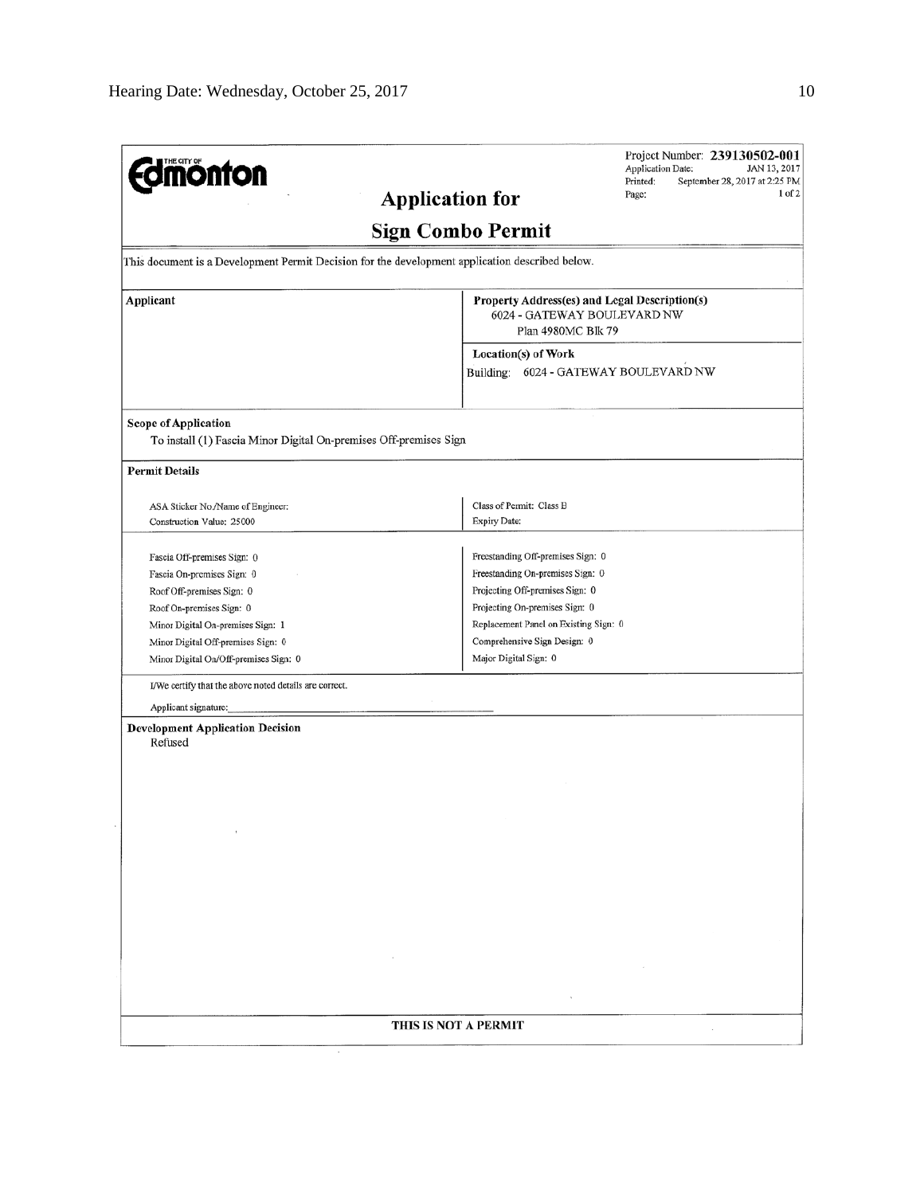**THE CITY OF Edmonton**

Project Number: **239130502-001**
Application Date: JAN 13, 2017
Printed: September 28, 2017 at 2:25 PM
Page: 1 of 2

# Application for

# Sign Combo Permit

This document is a Development Permit Decision for the development application described below.

| Applicant | Property Address(es) and Legal Description(s) |
|---|---|
| | 6024 - GATEWAY BOULEVARD NW<br>Plan 4980MC Blk 79 |
| | **Location(s) of Work**<br>Building: 6024 - GATEWAY BOULEVARD NW |

**Scope of Application**

To install (1) Fascia Minor Digital On-premises Off-premises Sign

**Permit Details**

| | |
|---|---|
| ASA Sticker No./Name of Engineer: | Class of Permit: Class B |
| Construction Value: 25000 | Expiry Date: |

| | |
|---|---|
| Fascia Off-premises Sign: 0 | Freestanding Off-premises Sign: 0 |
| Fascia On-premises Sign: 0 | Freestanding On-premises Sign: 0 |
| Roof Off-premises Sign: 0 | Projecting Off-premises Sign: 0 |
| Roof On-premises Sign: 0 | Projecting On-premises Sign: 0 |
| Minor Digital On-premises Sign: 1 | Replacement Panel on Existing Sign: 0 |
| Minor Digital Off-premises Sign: 0 | Comprehensive Sign Design: 0 |
| Minor Digital On/Off-premises Sign: 0 | Major Digital Sign: 0 |

I/We certify that the above noted details are correct.

Applicant signature:\_\_\_\_\_\_\_\_\_\_\_\_\_\_\_\_\_\_\_\_\_\_\_\_\_\_\_\_

**Development Application Decision**

Refused

**THIS IS NOT A PERMIT**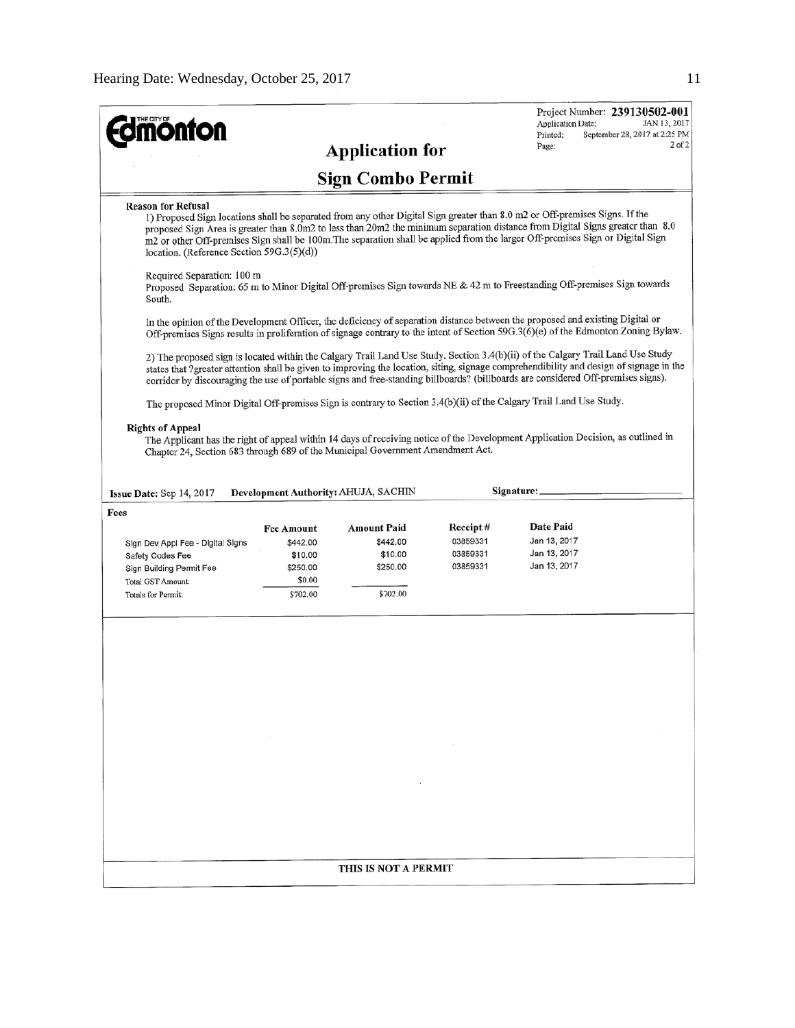**Edmonton**

Project Number: **239130502-001**
Application Date: JAN 13, 2017
Printed: September 28, 2017 at 2:25 PM
Page: 2 of 2

## Application for

## Sign Combo Permit

**Reason for Refusal**

1) Proposed Sign locations shall be separated from any other Digital Sign greater than 8.0 m2 or Off-premises Signs. If the proposed Sign Area is greater than 8.0m2 to less than 20m2 the minimum separation distance from Digital Signs greater than 8.0 m2 or other Off-premises Sign shall be 100m.The separation shall be applied from the larger Off-premises Sign or Digital Sign location. (Reference Section 59G.3(5)(d))

Required Separation: 100 m
Proposed Separation: 65 m to Minor Digital Off-premises Sign towards NE & 42 m to Freestanding Off-premises Sign towards South.

In the opinion of the Development Officer, the deficiency of separation distance between the proposed and existing Digital or Off-premises Signs results in proliferation of signage contrary to the intent of Section 59G.3(6)(e) of the Edmonton Zoning Bylaw.

2) The proposed sign is located within the Calgary Trail Land Use Study. Section 3.4(b)(ii) of the Calgary Trail Land Use Study states that ?greater attention shall be given to improving the location, siting, signage comprehendibility and design of signage in the corridor by discouraging the use of portable signs and free-standing billboards? (billboards are considered Off-premises signs).

The proposed Minor Digital Off-premises Sign is contrary to Section 3.4(b)(ii) of the Calgary Trail Land Use Study.

**Rights of Appeal**

The Applicant has the right of appeal within 14 days of receiving notice of the Development Application Decision, as outlined in Chapter 24, Section 683 through 689 of the Municipal Government Amendment Act.

**Issue Date:** Sep 14, 2017 **Development Authority:** AHUJA, SACHIN **Signature:** ____________

**Fees**

| | Fee Amount | Amount Paid | Receipt # | Date Paid |
|---|---|---|---|---|
| Sign Dev Appl Fee - Digital Signs | $442.00 | $442.00 | 03859331 | Jan 13, 2017 |
| Safety Codes Fee | $10.00 | $10.00 | 03859331 | Jan 13, 2017 |
| Sign Building Permit Fee | $250.00 | $250.00 | 03859331 | Jan 13, 2017 |
| Total GST Amount: | $0.00 | | | |
| Totals for Permit: | $702.00 | $702.00 | | |

THIS IS NOT A PERMIT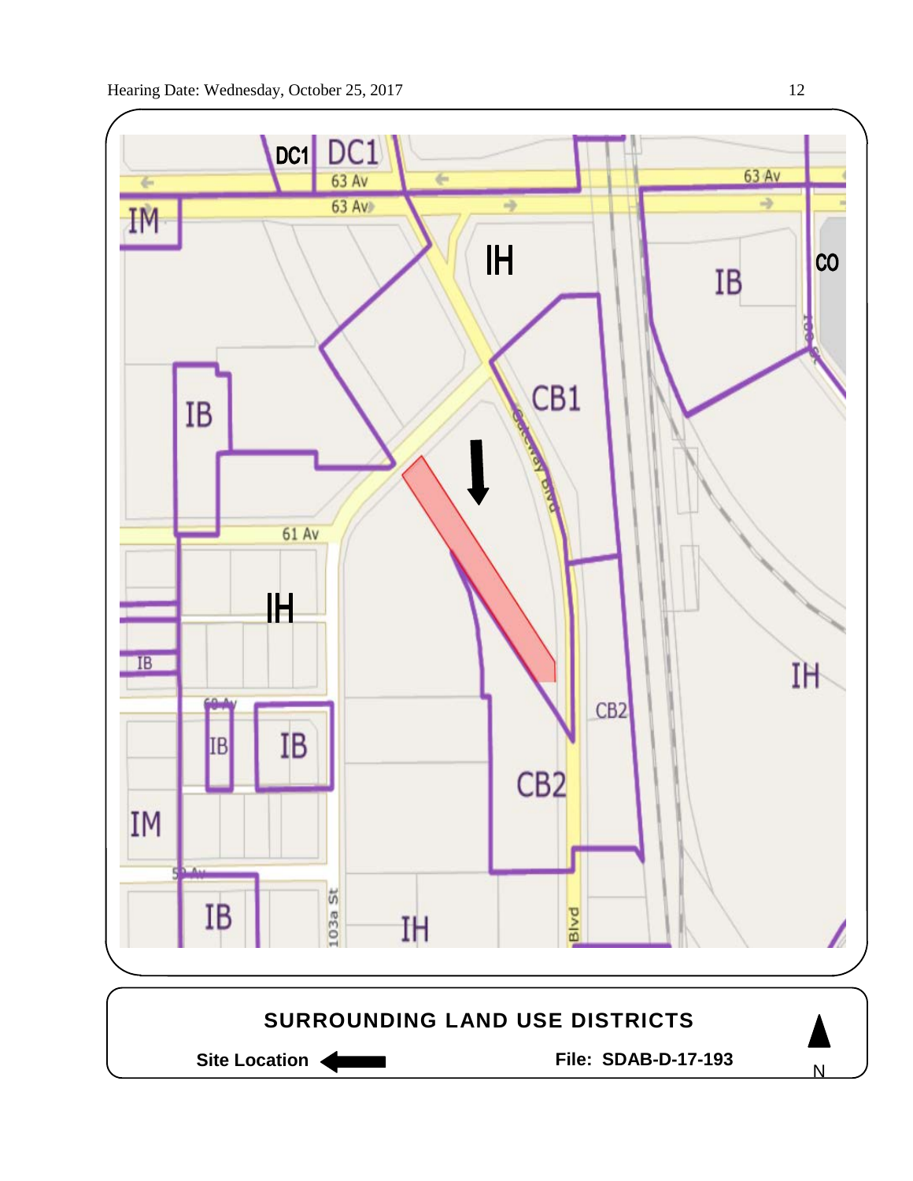## SURROUNDING LAND USE DISTRICTS

**Site Location** ←

**File: SDAB-D-17-193**

N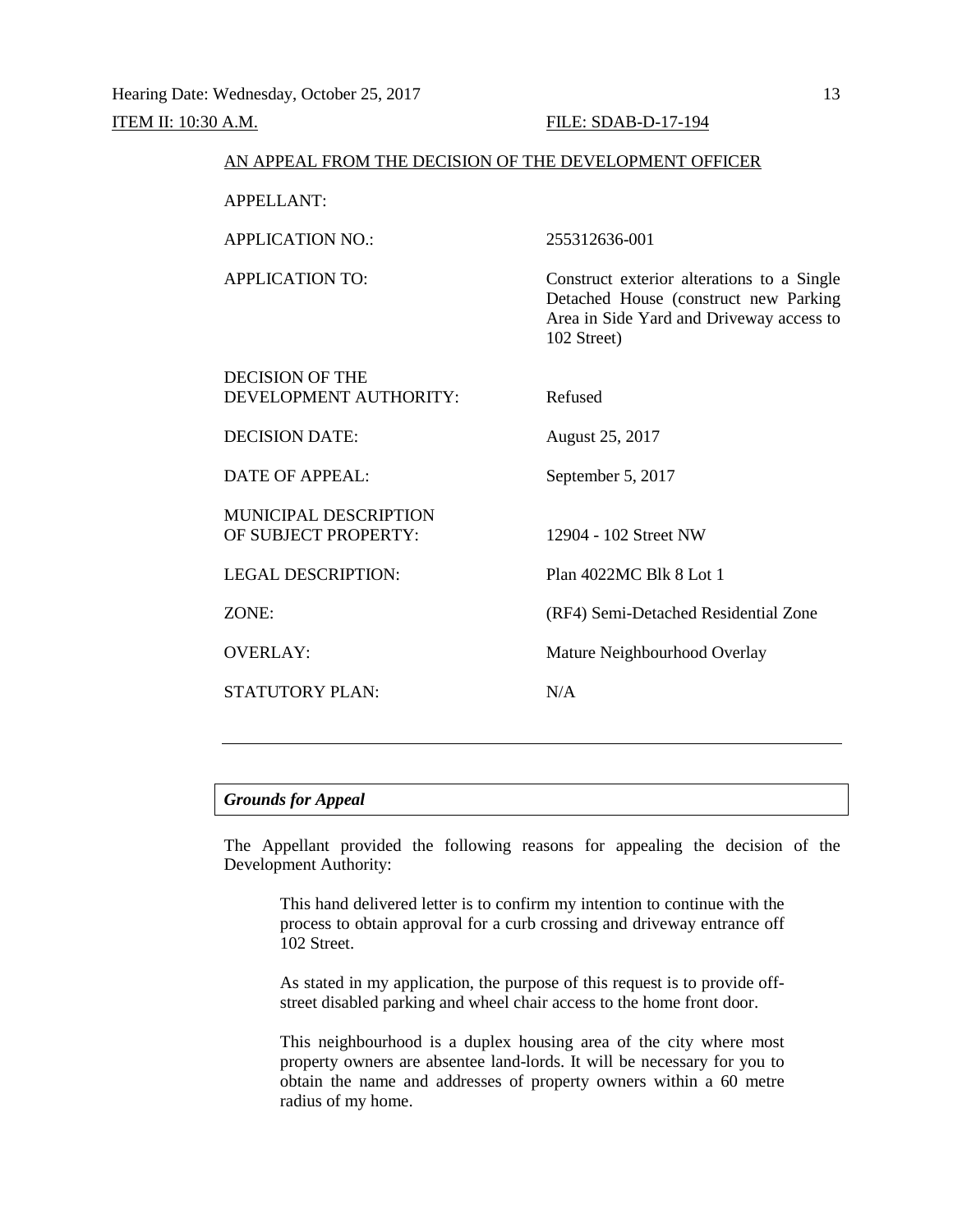Hearing Date: Wednesday, October 25, 2017

ITEM II: 10:30 A.M. FILE: SDAB-D-17-194

AN APPEAL FROM THE DECISION OF THE DEVELOPMENT OFFICER

| | |
|---|---|
| APPELLANT: | |
| APPLICATION NO.: | 255312636-001 |
| APPLICATION TO: | Construct exterior alterations to a Single Detached House (construct new Parking Area in Side Yard and Driveway access to 102 Street) |
| DECISION OF THE DEVELOPMENT AUTHORITY: | Refused |
| DECISION DATE: | August 25, 2017 |
| DATE OF APPEAL: | September 5, 2017 |
| MUNICIPAL DESCRIPTION OF SUBJECT PROPERTY: | 12904 - 102 Street NW |
| LEGAL DESCRIPTION: | Plan 4022MC Blk 8 Lot 1 |
| ZONE: | (RF4) Semi-Detached Residential Zone |
| OVERLAY: | Mature Neighbourhood Overlay |
| STATUTORY PLAN: | N/A |

---

***Grounds for Appeal***

The Appellant provided the following reasons for appealing the decision of the Development Authority:

> This hand delivered letter is to confirm my intention to continue with the process to obtain approval for a curb crossing and driveway entrance off 102 Street.
>
> As stated in my application, the purpose of this request is to provide off-street disabled parking and wheel chair access to the home front door.
>
> This neighbourhood is a duplex housing area of the city where most property owners are absentee land-lords. It will be necessary for you to obtain the name and addresses of property owners within a 60 metre radius of my home.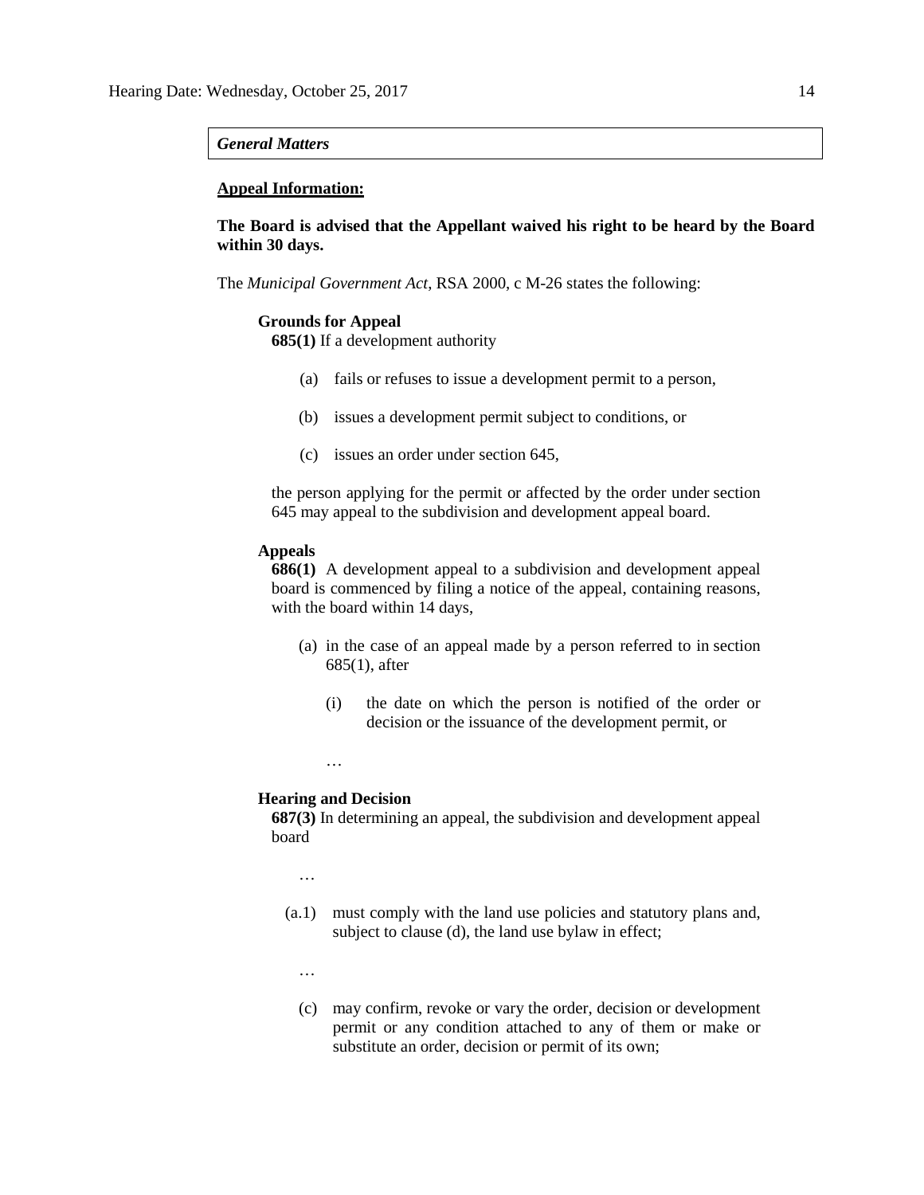*General Matters*

**Appeal Information:**

**The Board is advised that the Appellant waived his right to be heard by the Board within 30 days.**

The *Municipal Government Act*, RSA 2000, c M-26 states the following:

**Grounds for Appeal**

**685(1)** If a development authority

(a) fails or refuses to issue a development permit to a person,

(b) issues a development permit subject to conditions, or

(c) issues an order under section 645,

the person applying for the permit or affected by the order under section 645 may appeal to the subdivision and development appeal board.

**Appeals**

**686(1)** A development appeal to a subdivision and development appeal board is commenced by filing a notice of the appeal, containing reasons, with the board within 14 days,

(a) in the case of an appeal made by a person referred to in section 685(1), after

(i) the date on which the person is notified of the order or decision or the issuance of the development permit, or

…

**Hearing and Decision**

**687(3)** In determining an appeal, the subdivision and development appeal board

…

(a.1) must comply with the land use policies and statutory plans and, subject to clause (d), the land use bylaw in effect;

…

(c) may confirm, revoke or vary the order, decision or development permit or any condition attached to any of them or make or substitute an order, decision or permit of its own;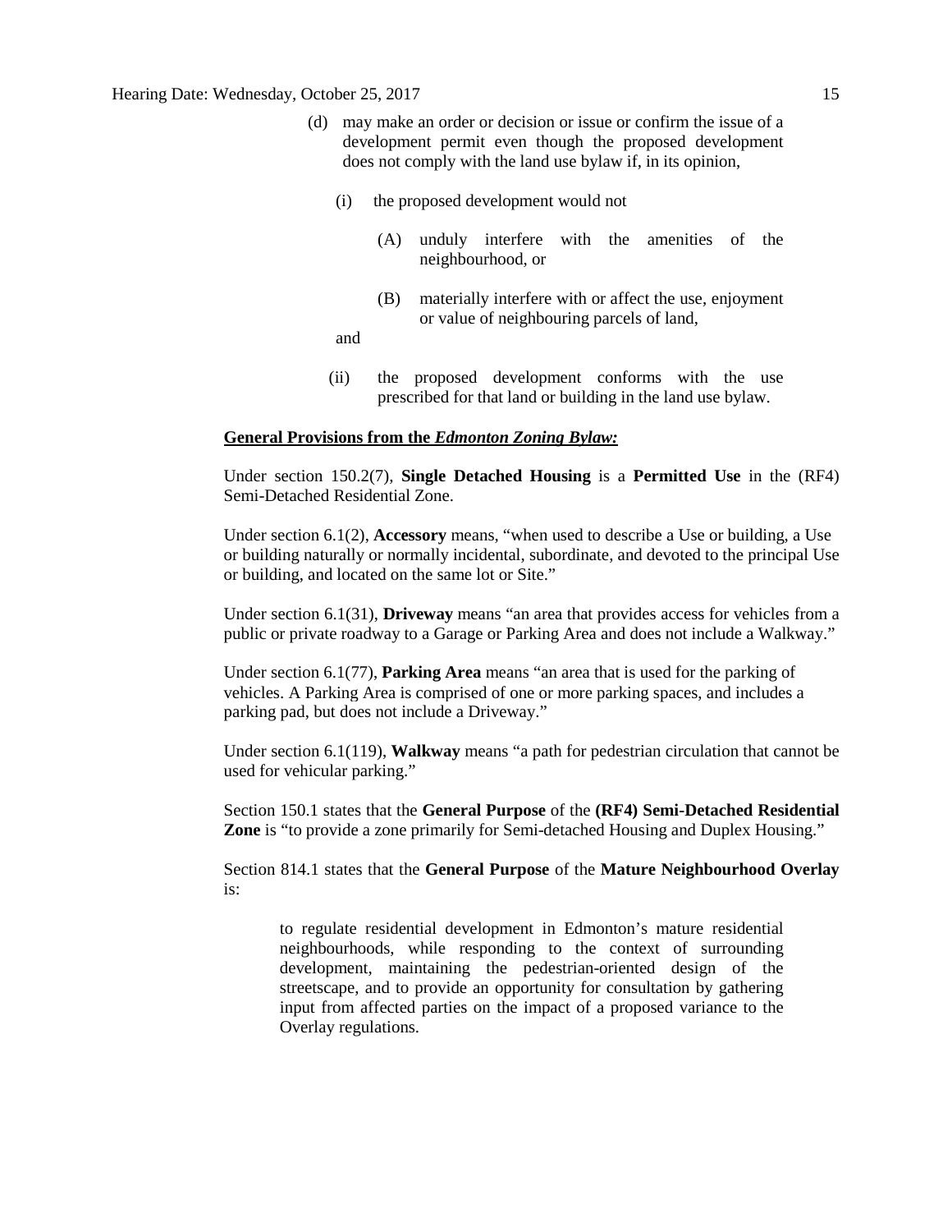(d) may make an order or decision or issue or confirm the issue of a development permit even though the proposed development does not comply with the land use bylaw if, in its opinion,

   (i) the proposed development would not

      (A) unduly interfere with the amenities of the neighbourhood, or

      (B) materially interfere with or affect the use, enjoyment or value of neighbouring parcels of land,

   and

   (ii) the proposed development conforms with the use prescribed for that land or building in the land use bylaw.

**General Provisions from the *Edmonton Zoning Bylaw:***

Under section 150.2(7), **Single Detached Housing** is a **Permitted Use** in the (RF4) Semi-Detached Residential Zone.

Under section 6.1(2), **Accessory** means, "when used to describe a Use or building, a Use or building naturally or normally incidental, subordinate, and devoted to the principal Use or building, and located on the same lot or Site."

Under section 6.1(31), **Driveway** means "an area that provides access for vehicles from a public or private roadway to a Garage or Parking Area and does not include a Walkway."

Under section 6.1(77), **Parking Area** means "an area that is used for the parking of vehicles. A Parking Area is comprised of one or more parking spaces, and includes a parking pad, but does not include a Driveway."

Under section 6.1(119), **Walkway** means "a path for pedestrian circulation that cannot be used for vehicular parking."

Section 150.1 states that the **General Purpose** of the **(RF4) Semi-Detached Residential Zone** is "to provide a zone primarily for Semi-detached Housing and Duplex Housing."

Section 814.1 states that the **General Purpose** of the **Mature Neighbourhood Overlay** is:

> to regulate residential development in Edmonton's mature residential neighbourhoods, while responding to the context of surrounding development, maintaining the pedestrian-oriented design of the streetscape, and to provide an opportunity for consultation by gathering input from affected parties on the impact of a proposed variance to the Overlay regulations.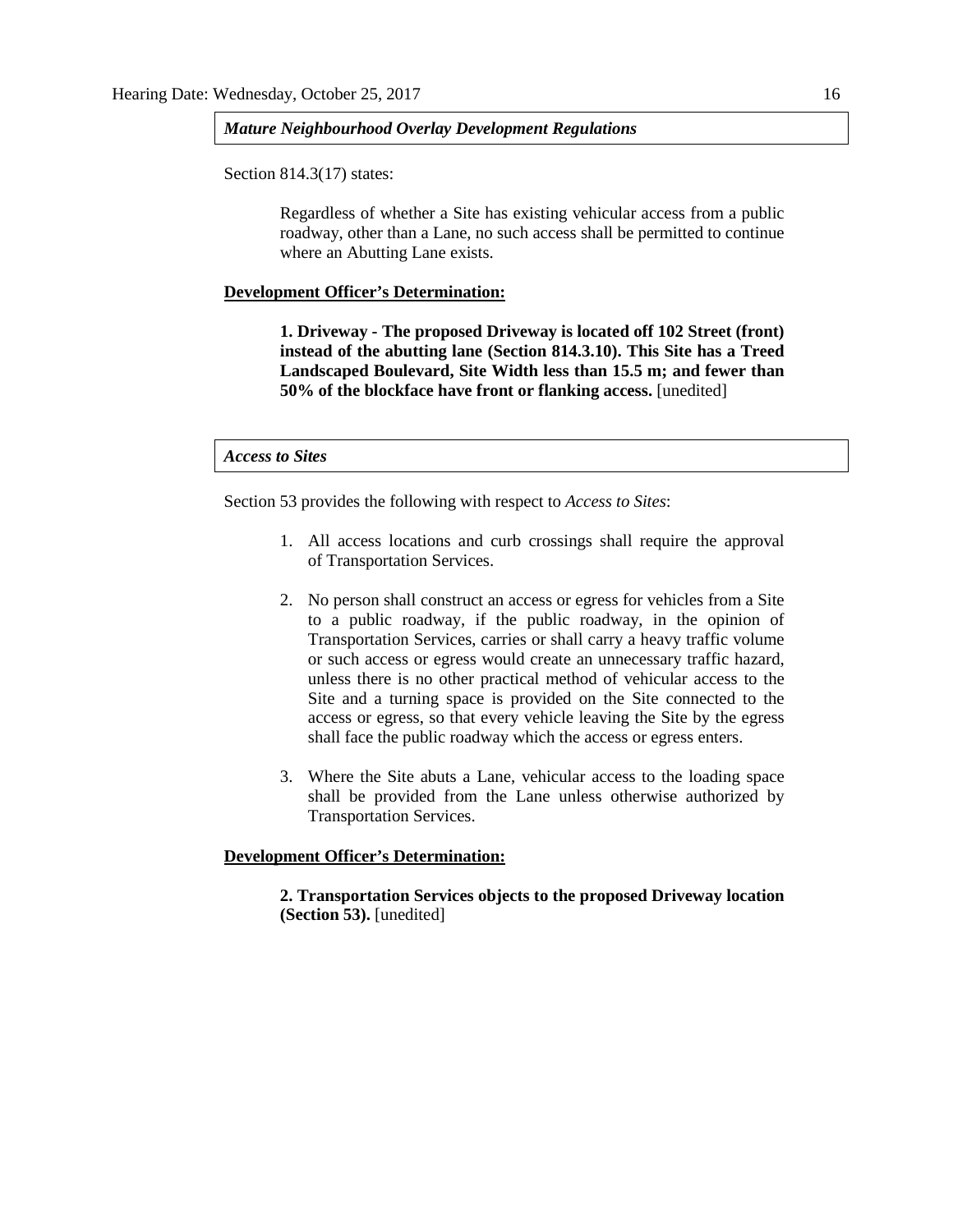*Mature Neighbourhood Overlay Development Regulations*

Section 814.3(17) states:

> Regardless of whether a Site has existing vehicular access from a public roadway, other than a Lane, no such access shall be permitted to continue where an Abutting Lane exists.

**Development Officer's Determination:**

> **1. Driveway - The proposed Driveway is located off 102 Street (front) instead of the abutting lane (Section 814.3.10). This Site has a Treed Landscaped Boulevard, Site Width less than 15.5 m; and fewer than 50% of the blockface have front or flanking access.** [unedited]

*Access to Sites*

Section 53 provides the following with respect to *Access to Sites*:

1. All access locations and curb crossings shall require the approval of Transportation Services.
2. No person shall construct an access or egress for vehicles from a Site to a public roadway, if the public roadway, in the opinion of Transportation Services, carries or shall carry a heavy traffic volume or such access or egress would create an unnecessary traffic hazard, unless there is no other practical method of vehicular access to the Site and a turning space is provided on the Site connected to the access or egress, so that every vehicle leaving the Site by the egress shall face the public roadway which the access or egress enters.
3. Where the Site abuts a Lane, vehicular access to the loading space shall be provided from the Lane unless otherwise authorized by Transportation Services.

**Development Officer's Determination:**

> **2. Transportation Services objects to the proposed Driveway location (Section 53).** [unedited]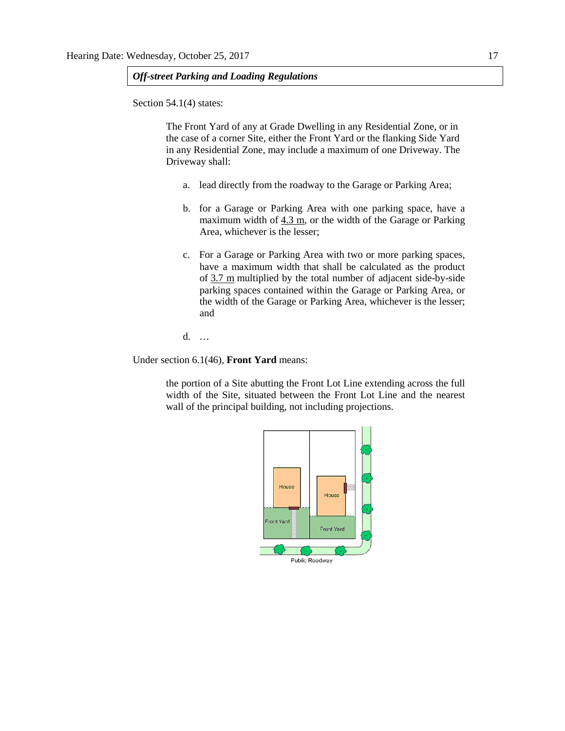***Off-street Parking and Loading Regulations***

Section 54.1(4) states:

> The Front Yard of any at Grade Dwelling in any Residential Zone, or in the case of a corner Site, either the Front Yard or the flanking Side Yard in any Residential Zone, may include a maximum of one Driveway. The Driveway shall:
>
> a. lead directly from the roadway to the Garage or Parking Area;
>
> b. for a Garage or Parking Area with one parking space, have a maximum width of <u>4.3 m</u>, or the width of the Garage or Parking Area, whichever is the lesser;
>
> c. For a Garage or Parking Area with two or more parking spaces, have a maximum width that shall be calculated as the product of <u>3.7 m</u> multiplied by the total number of adjacent side-by-side parking spaces contained within the Garage or Parking Area, or the width of the Garage or Parking Area, whichever is the lesser; and
>
> d. …

Under section 6.1(46), **Front Yard** means:

> the portion of a Site abutting the Front Lot Line extending across the full width of the Site, situated between the Front Lot Line and the nearest wall of the principal building, not including projections.

House

House

Front Yard

Front Yard

Public Roadway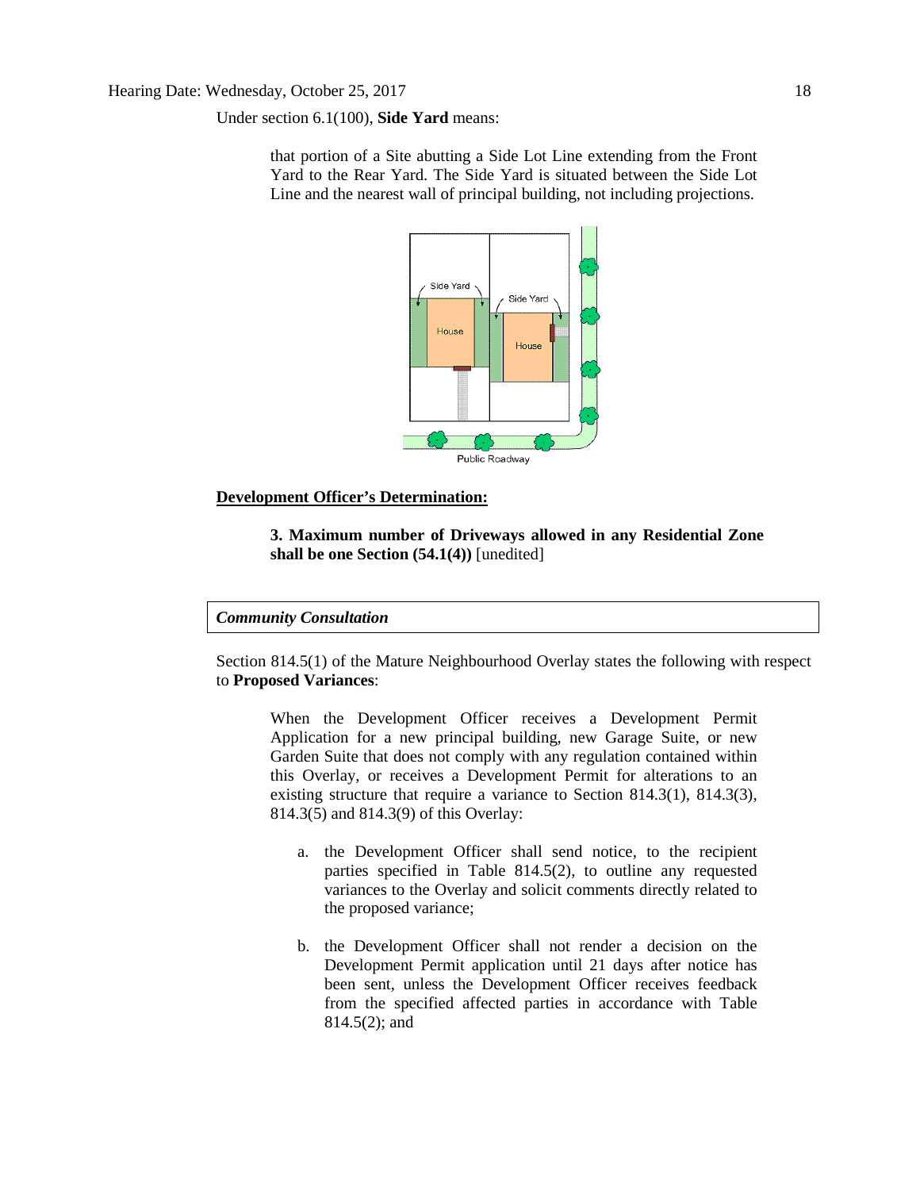Under section 6.1(100), **Side Yard** means:

> that portion of a Site abutting a Side Lot Line extending from the Front Yard to the Rear Yard. The Side Yard is situated between the Side Lot Line and the nearest wall of principal building, not including projections.

**Development Officer's Determination:**

> **3. Maximum number of Driveways allowed in any Residential Zone shall be one Section (54.1(4))** [unedited]

***Community Consultation***

Section 814.5(1) of the Mature Neighbourhood Overlay states the following with respect to **Proposed Variances**:

> When the Development Officer receives a Development Permit Application for a new principal building, new Garage Suite, or new Garden Suite that does not comply with any regulation contained within this Overlay, or receives a Development Permit for alterations to an existing structure that require a variance to Section 814.3(1), 814.3(3), 814.3(5) and 814.3(9) of this Overlay:
>
> a. the Development Officer shall send notice, to the recipient parties specified in Table 814.5(2), to outline any requested variances to the Overlay and solicit comments directly related to the proposed variance;
>
> b. the Development Officer shall not render a decision on the Development Permit application until 21 days after notice has been sent, unless the Development Officer receives feedback from the specified affected parties in accordance with Table 814.5(2); and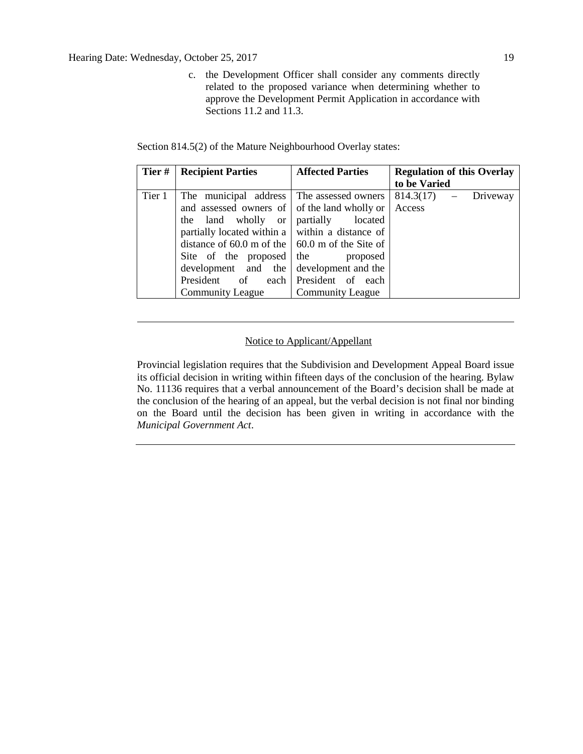c. the Development Officer shall consider any comments directly related to the proposed variance when determining whether to approve the Development Permit Application in accordance with Sections 11.2 and 11.3.

Section 814.5(2) of the Mature Neighbourhood Overlay states:

| Tier # | Recipient Parties | Affected Parties | Regulation of this Overlay to be Varied |
|---|---|---|---|
| Tier 1 | The municipal address and assessed owners of the land wholly or partially located within a distance of 60.0 m of the Site of the proposed development and the President of each Community League | The assessed owners of the land wholly or partially located within a distance of 60.0 m of the Site of the proposed development and the President of each Community League | 814.3(17) – Driveway Access |

---

Notice to Applicant/Appellant

Provincial legislation requires that the Subdivision and Development Appeal Board issue its official decision in writing within fifteen days of the conclusion of the hearing. Bylaw No. 11136 requires that a verbal announcement of the Board's decision shall be made at the conclusion of the hearing of an appeal, but the verbal decision is not final nor binding on the Board until the decision has been given in writing in accordance with the *Municipal Government Act*.

---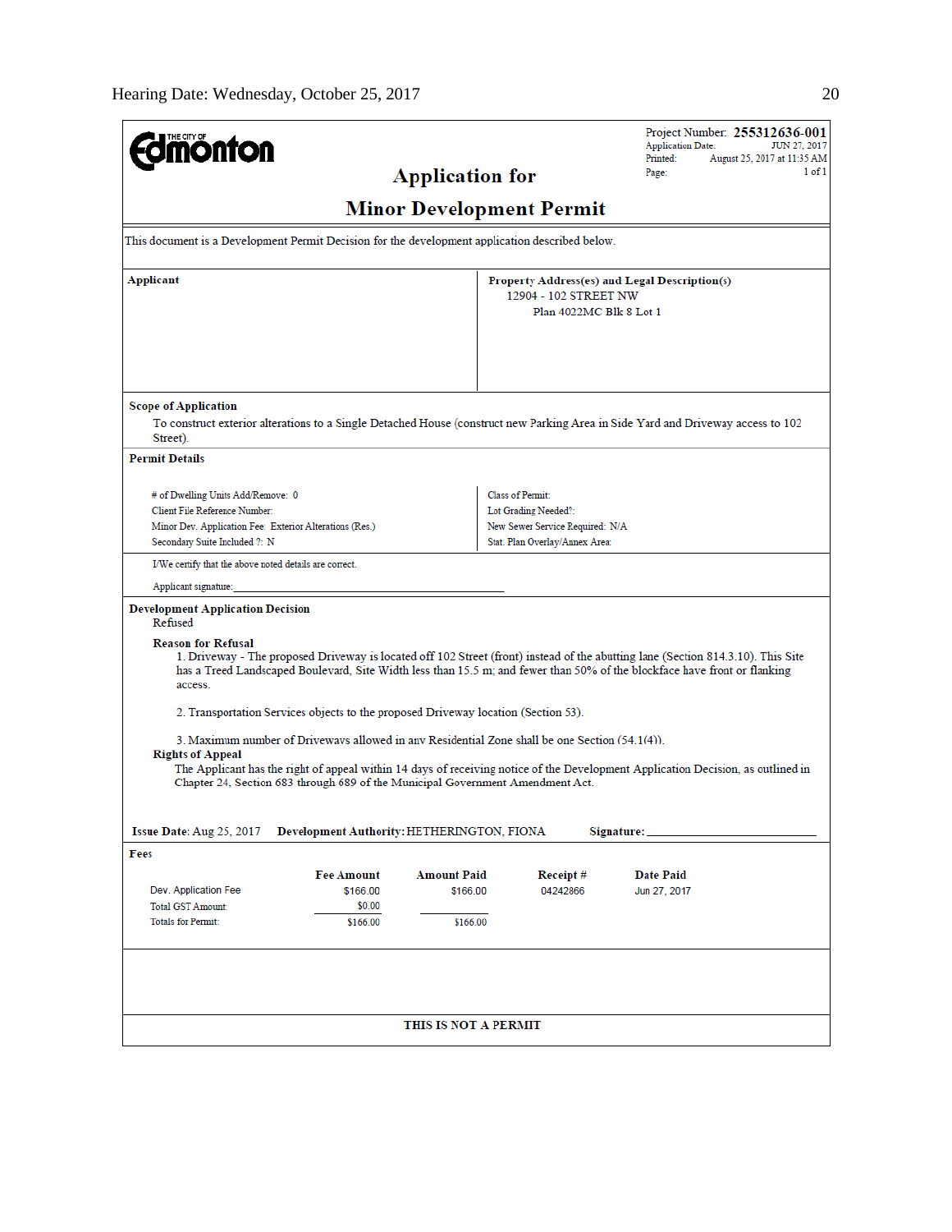**THE CITY OF Edmonton**

Project Number: **255312636-001**
Application Date: JUN 27, 2017
Printed: August 25, 2017 at 11:35 AM
Page: 1 of 1

# Application for Minor Development Permit

This document is a Development Permit Decision for the development application described below.

**Applicant**

**Property Address(es) and Legal Description(s)**
12904 - 102 STREET NW
Plan 4022MC Blk 8 Lot 1

**Scope of Application**

To construct exterior alterations to a Single Detached House (construct new Parking Area in Side Yard and Driveway access to 102 Street).

**Permit Details**

\# of Dwelling Units Add/Remove: 0
Client File Reference Number:
Minor Dev. Application Fee: Exterior Alterations (Res.)
Secondary Suite Included ?: N

Class of Permit:
Lot Grading Needed?:
New Sewer Service Required: N/A
Stat. Plan Overlay/Annex Area:

I/We certify that the above noted details are correct.

Applicant signature: ______________________

**Development Application Decision**
Refused

**Reason for Refusal**

1. Driveway - The proposed Driveway is located off 102 Street (front) instead of the abutting lane (Section 814.3.10). This Site has a Treed Landscaped Boulevard, Site Width less than 15.5 m; and fewer than 50% of the blockface have front or flanking access.

2. Transportation Services objects to the proposed Driveway location (Section 53).

3. Maximum number of Driveways allowed in any Residential Zone shall be one Section (54.1(4)).

**Rights of Appeal**

The Applicant has the right of appeal within 14 days of receiving notice of the Development Application Decision, as outlined in Chapter 24, Section 683 through 689 of the Municipal Government Amendment Act.

**Issue Date:** Aug 25, 2017 **Development Authority:** HETHERINGTON, FIONA **Signature:** ______________________

**Fees**

| | Fee Amount | Amount Paid | Receipt # | Date Paid |
|---|---|---|---|---|
| Dev. Application Fee | $166.00 | $166.00 | 04242866 | Jun 27, 2017 |
| Total GST Amount: | $0.00 | | | |
| Totals for Permit: | $166.00 | $166.00 | | |

**THIS IS NOT A PERMIT**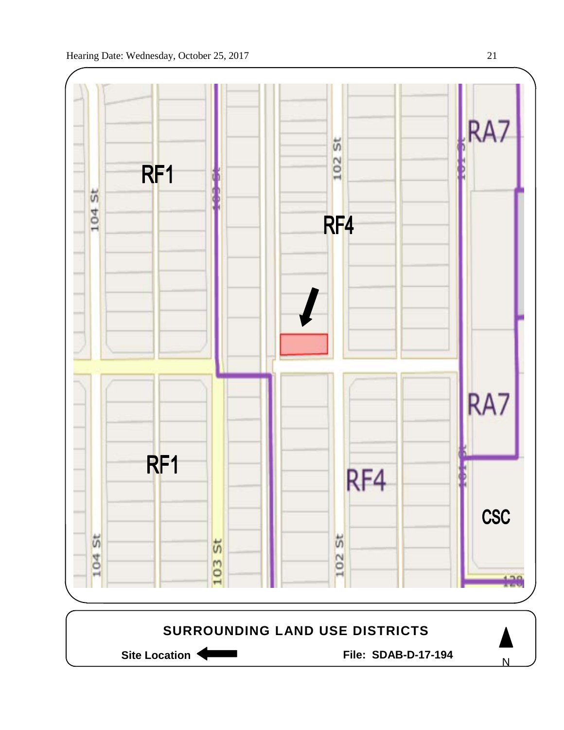RF1

RF4

RA7

RF1

RF4

RA7

CSC

104 St

103 St

102 St

101 St

104 St

103 St

102 St

101 St

**SURROUNDING LAND USE DISTRICTS**

**Site Location** ⟵

**File: SDAB-D-17-194**

N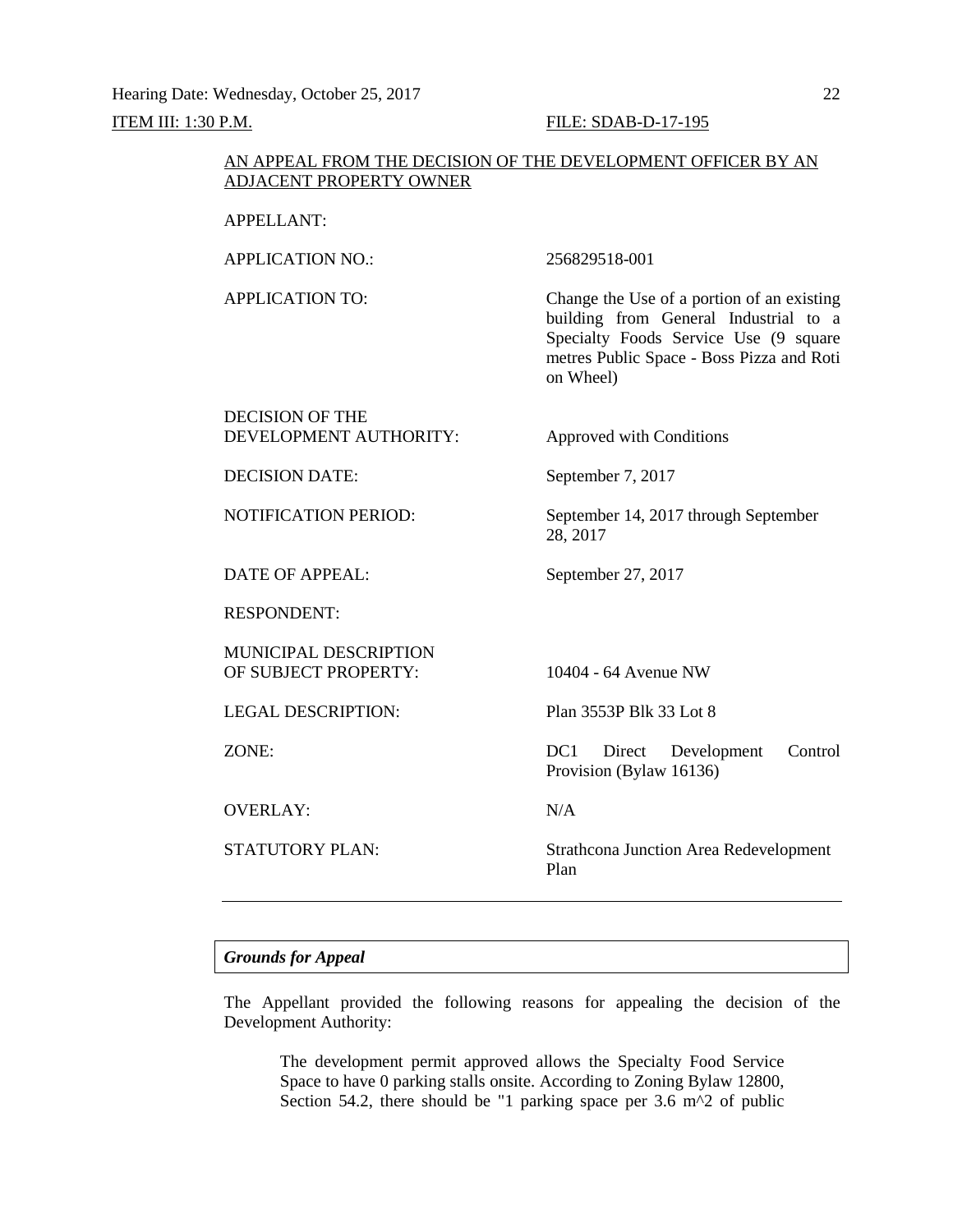Hearing Date: Wednesday, October 25, 2017

ITEM III: 1:30 P.M. FILE: SDAB-D-17-195

AN APPEAL FROM THE DECISION OF THE DEVELOPMENT OFFICER BY AN ADJACENT PROPERTY OWNER

| | |
|---|---|
| APPELLANT: | |
| APPLICATION NO.: | 256829518-001 |
| APPLICATION TO: | Change the Use of a portion of an existing building from General Industrial to a Specialty Foods Service Use (9 square metres Public Space - Boss Pizza and Roti on Wheel) |
| DECISION OF THE DEVELOPMENT AUTHORITY: | Approved with Conditions |
| DECISION DATE: | September 7, 2017 |
| NOTIFICATION PERIOD: | September 14, 2017 through September 28, 2017 |
| DATE OF APPEAL: | September 27, 2017 |
| RESPONDENT: | |
| MUNICIPAL DESCRIPTION OF SUBJECT PROPERTY: | 10404 - 64 Avenue NW |
| LEGAL DESCRIPTION: | Plan 3553P Blk 33 Lot 8 |
| ZONE: | DC1 Direct Development Control Provision (Bylaw 16136) |
| OVERLAY: | N/A |
| STATUTORY PLAN: | Strathcona Junction Area Redevelopment Plan |

---

***Grounds for Appeal***

The Appellant provided the following reasons for appealing the decision of the Development Authority:

> The development permit approved allows the Specialty Food Service Space to have 0 parking stalls onsite. According to Zoning Bylaw 12800, Section 54.2, there should be "1 parking space per 3.6 m^2 of public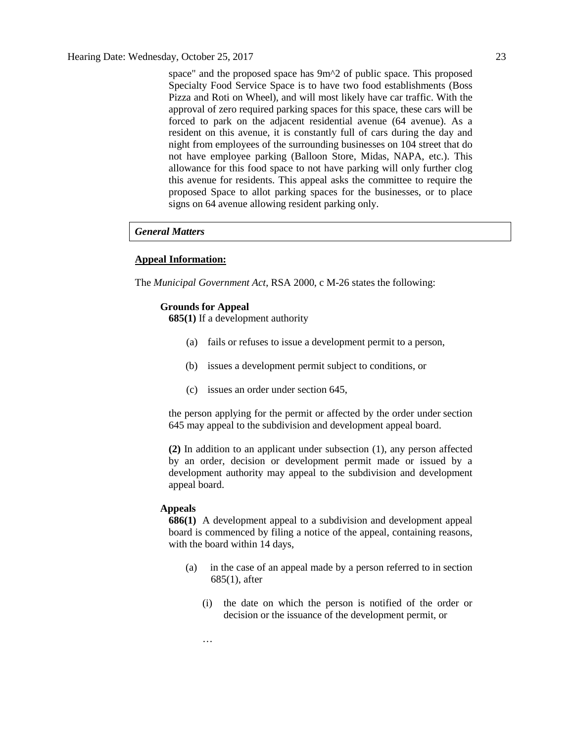space" and the proposed space has 9m^2 of public space. This proposed Specialty Food Service Space is to have two food establishments (Boss Pizza and Roti on Wheel), and will most likely have car traffic. With the approval of zero required parking spaces for this space, these cars will be forced to park on the adjacent residential avenue (64 avenue). As a resident on this avenue, it is constantly full of cars during the day and night from employees of the surrounding businesses on 104 street that do not have employee parking (Balloon Store, Midas, NAPA, etc.). This allowance for this food space to not have parking will only further clog this avenue for residents. This appeal asks the committee to require the proposed Space to allot parking spaces for the businesses, or to place signs on 64 avenue allowing resident parking only.

### *General Matters*

**Appeal Information:**

The *Municipal Government Act*, RSA 2000, c M-26 states the following:

**Grounds for Appeal**

**685(1)** If a development authority

(a) fails or refuses to issue a development permit to a person,

(b) issues a development permit subject to conditions, or

(c) issues an order under section 645,

the person applying for the permit or affected by the order under section 645 may appeal to the subdivision and development appeal board.

**(2)** In addition to an applicant under subsection (1), any person affected by an order, decision or development permit made or issued by a development authority may appeal to the subdivision and development appeal board.

**Appeals**

**686(1)** A development appeal to a subdivision and development appeal board is commenced by filing a notice of the appeal, containing reasons, with the board within 14 days,

(a) in the case of an appeal made by a person referred to in section 685(1), after

(i) the date on which the person is notified of the order or decision or the issuance of the development permit, or

…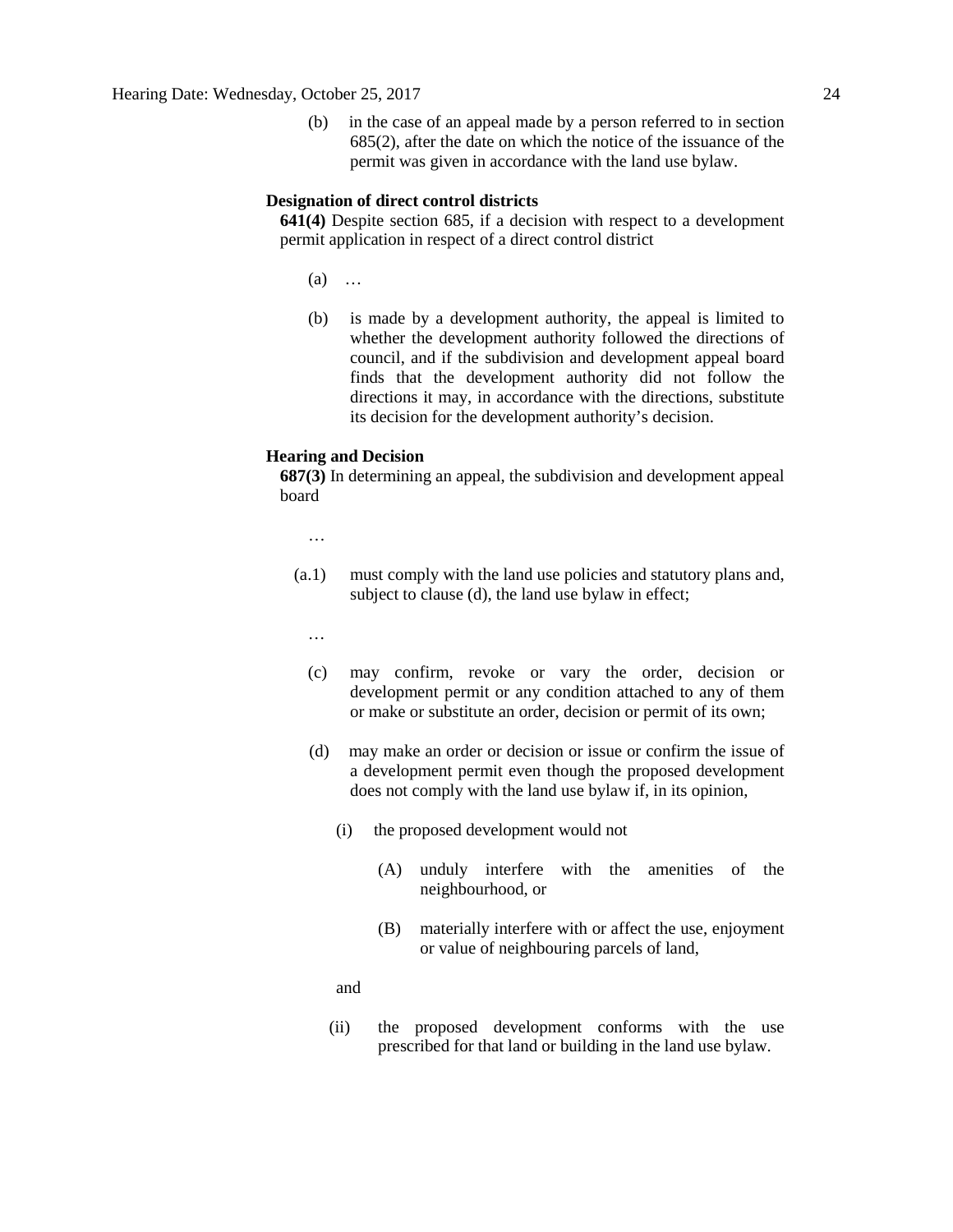(b) in the case of an appeal made by a person referred to in section 685(2), after the date on which the notice of the issuance of the permit was given in accordance with the land use bylaw.

**Designation of direct control districts**

**641(4)** Despite section 685, if a decision with respect to a development permit application in respect of a direct control district

(a) …

(b) is made by a development authority, the appeal is limited to whether the development authority followed the directions of council, and if the subdivision and development appeal board finds that the development authority did not follow the directions it may, in accordance with the directions, substitute its decision for the development authority's decision.

**Hearing and Decision**

**687(3)** In determining an appeal, the subdivision and development appeal board

…

(a.1) must comply with the land use policies and statutory plans and, subject to clause (d), the land use bylaw in effect;

…

(c) may confirm, revoke or vary the order, decision or development permit or any condition attached to any of them or make or substitute an order, decision or permit of its own;

(d) may make an order or decision or issue or confirm the issue of a development permit even though the proposed development does not comply with the land use bylaw if, in its opinion,

(i) the proposed development would not

(A) unduly interfere with the amenities of the neighbourhood, or

(B) materially interfere with or affect the use, enjoyment or value of neighbouring parcels of land,

and

(ii) the proposed development conforms with the use prescribed for that land or building in the land use bylaw.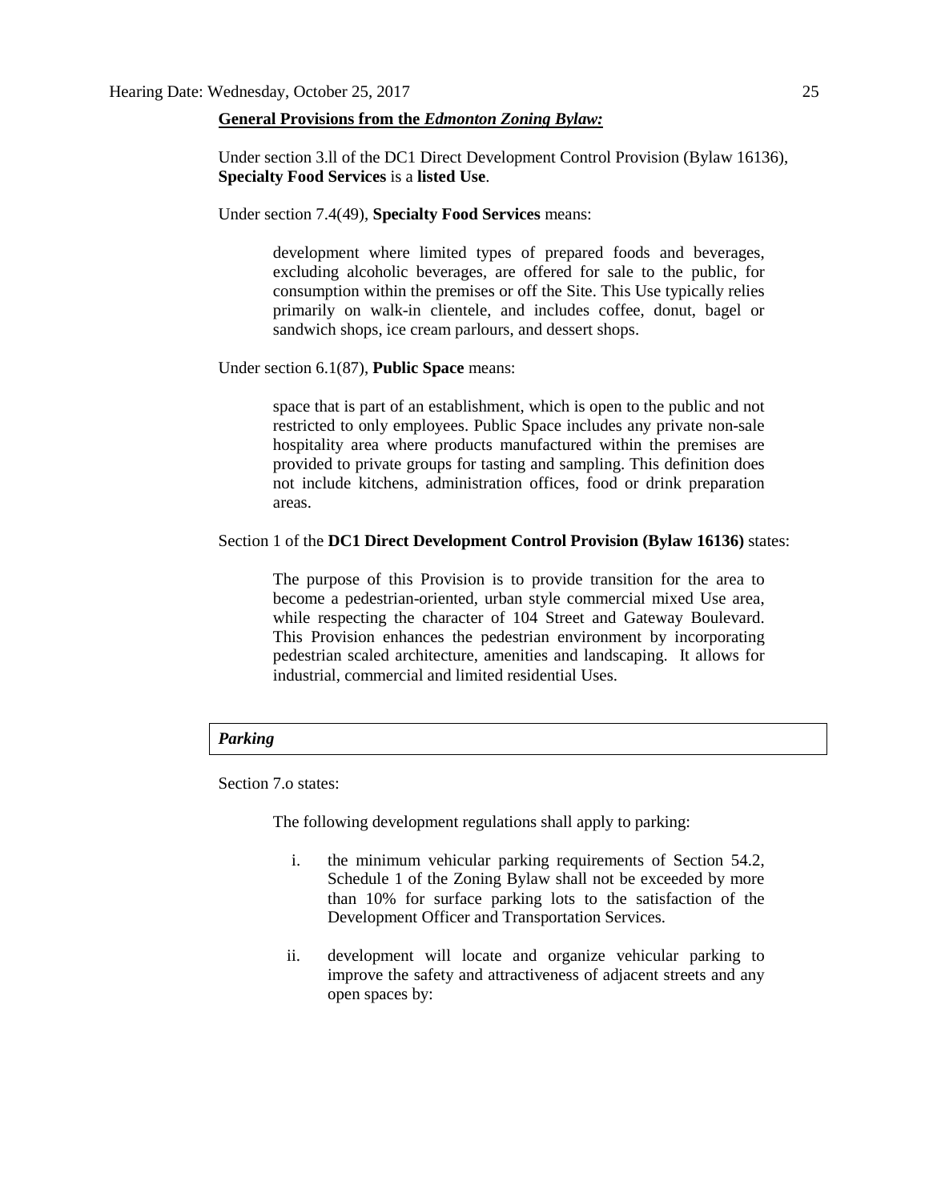**General Provisions from the *Edmonton Zoning Bylaw:***

Under section 3.ll of the DC1 Direct Development Control Provision (Bylaw 16136), **Specialty Food Services** is a **listed Use**.

Under section 7.4(49), **Specialty Food Services** means:

> development where limited types of prepared foods and beverages, excluding alcoholic beverages, are offered for sale to the public, for consumption within the premises or off the Site. This Use typically relies primarily on walk-in clientele, and includes coffee, donut, bagel or sandwich shops, ice cream parlours, and dessert shops.

Under section 6.1(87), **Public Space** means:

> space that is part of an establishment, which is open to the public and not restricted to only employees. Public Space includes any private non-sale hospitality area where products manufactured within the premises are provided to private groups for tasting and sampling. This definition does not include kitchens, administration offices, food or drink preparation areas.

Section 1 of the **DC1 Direct Development Control Provision (Bylaw 16136)** states:

> The purpose of this Provision is to provide transition for the area to become a pedestrian-oriented, urban style commercial mixed Use area, while respecting the character of 104 Street and Gateway Boulevard. This Provision enhances the pedestrian environment by incorporating pedestrian scaled architecture, amenities and landscaping. It allows for industrial, commercial and limited residential Uses.

***Parking***

Section 7.o states:

> The following development regulations shall apply to parking:
>
> i. the minimum vehicular parking requirements of Section 54.2, Schedule 1 of the Zoning Bylaw shall not be exceeded by more than 10% for surface parking lots to the satisfaction of the Development Officer and Transportation Services.
>
> ii. development will locate and organize vehicular parking to improve the safety and attractiveness of adjacent streets and any open spaces by: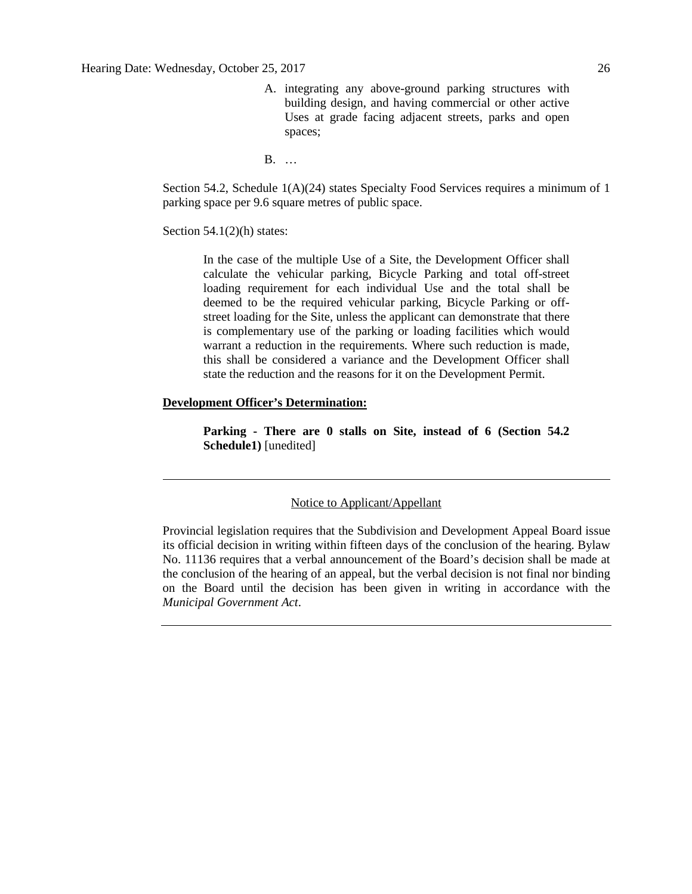A. integrating any above-ground parking structures with building design, and having commercial or other active Uses at grade facing adjacent streets, parks and open spaces;

B. …

Section 54.2, Schedule 1(A)(24) states Specialty Food Services requires a minimum of 1 parking space per 9.6 square metres of public space.

Section 54.1(2)(h) states:

> In the case of the multiple Use of a Site, the Development Officer shall calculate the vehicular parking, Bicycle Parking and total off-street loading requirement for each individual Use and the total shall be deemed to be the required vehicular parking, Bicycle Parking or off-street loading for the Site, unless the applicant can demonstrate that there is complementary use of the parking or loading facilities which would warrant a reduction in the requirements. Where such reduction is made, this shall be considered a variance and the Development Officer shall state the reduction and the reasons for it on the Development Permit.

**Development Officer's Determination:**

> **Parking - There are 0 stalls on Site, instead of 6 (Section 54.2 Schedule1)** [unedited]

---

Notice to Applicant/Appellant

Provincial legislation requires that the Subdivision and Development Appeal Board issue its official decision in writing within fifteen days of the conclusion of the hearing. Bylaw No. 11136 requires that a verbal announcement of the Board's decision shall be made at the conclusion of the hearing of an appeal, but the verbal decision is not final nor binding on the Board until the decision has been given in writing in accordance with the *Municipal Government Act*.

---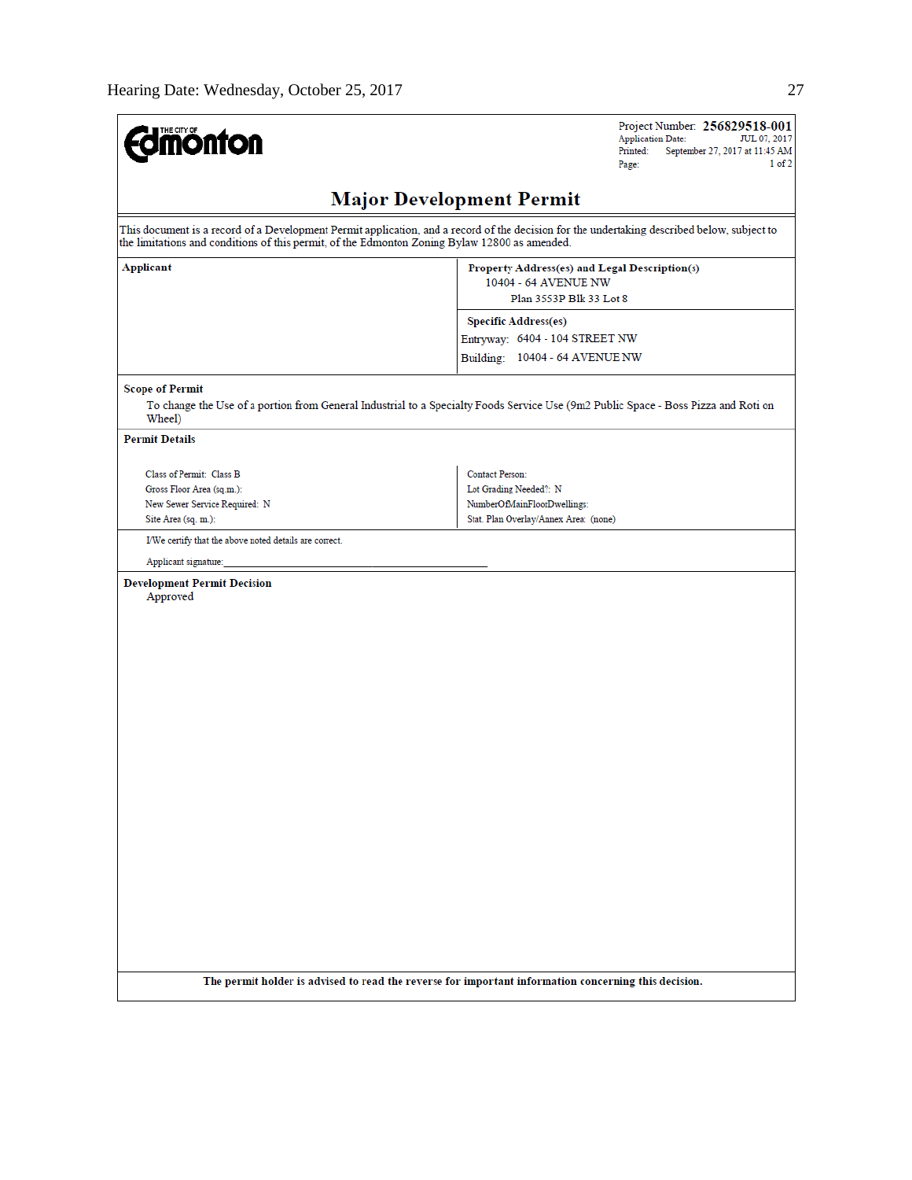THE CITY OF **Edmonton**

Project Number: **256829518-001**
Application Date: JUL 07, 2017
Printed: September 27, 2017 at 11:45 AM
Page: 1 of 2

# Major Development Permit

This document is a record of a Development Permit application, and a record of the decision for the undertaking described below, subject to the limitations and conditions of this permit, of the Edmonton Zoning Bylaw 12800 as amended.

| **Applicant** | **Property Address(es) and Legal Description(s)** |
|---|---|
| | 10404 - 64 AVENUE NW<br>Plan 3553P Blk 33 Lot 8 |
| | **Specific Address(es)**<br>Entryway: 6404 - 104 STREET NW<br>Building: 10404 - 64 AVENUE NW |

**Scope of Permit**

To change the Use of a portion from General Industrial to a Specialty Foods Service Use (9m2 Public Space - Boss Pizza and Roti on Wheel)

**Permit Details**

| | |
|---|---|
| Class of Permit: Class B | Contact Person: |
| Gross Floor Area (sq.m.): | Lot Grading Needed?: N |
| New Sewer Service Required: N | NumberOfMainFloorDwellings: |
| Site Area (sq. m.): | Stat. Plan Overlay/Annex Area: (none) |

I/We certify that the above noted details are correct.

Applicant signature:_______________________________________________

**Development Permit Decision**

Approved

**The permit holder is advised to read the reverse for important information concerning this decision.**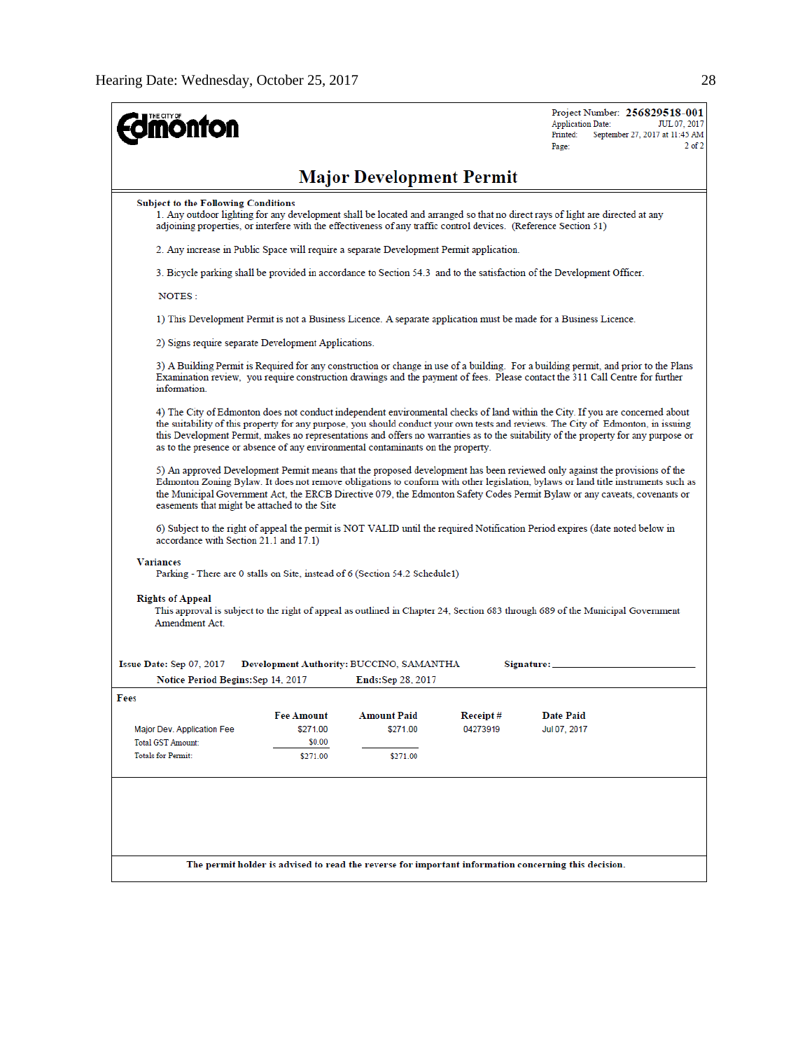**Edmonton** (THE CITY OF)

Project Number: **256829518-001**
Application Date: JUL 07, 2017
Printed: September 27, 2017 at 11:45 AM
Page: 2 of 2

# Major Development Permit

**Subject to the Following Conditions**

1. Any outdoor lighting for any development shall be located and arranged so that no direct rays of light are directed at any adjoining properties, or interfere with the effectiveness of any traffic control devices. (Reference Section 51)

2. Any increase in Public Space will require a separate Development Permit application.

3. Bicycle parking shall be provided in accordance to Section 54.3 and to the satisfaction of the Development Officer.

NOTES :

1) This Development Permit is not a Business Licence. A separate application must be made for a Business Licence.

2) Signs require separate Development Applications.

3) A Building Permit is Required for any construction or change in use of a building. For a building permit, and prior to the Plans Examination review, you require construction drawings and the payment of fees. Please contact the 311 Call Centre for further information.

4) The City of Edmonton does not conduct independent environmental checks of land within the City. If you are concerned about the suitability of this property for any purpose, you should conduct your own tests and reviews. The City of Edmonton, in issuing this Development Permit, makes no representations and offers no warranties as to the suitability of the property for any purpose or as to the presence or absence of any environmental contaminants on the property.

5) An approved Development Permit means that the proposed development has been reviewed only against the provisions of the Edmonton Zoning Bylaw. It does not remove obligations to conform with other legislation, bylaws or land title instruments such as the Municipal Government Act, the ERCB Directive 079, the Edmonton Safety Codes Permit Bylaw or any caveats, covenants or easements that might be attached to the Site

6) Subject to the right of appeal the permit is NOT VALID until the required Notification Period expires (date noted below in accordance with Section 21.1 and 17.1)

**Variances**

Parking - There are 0 stalls on Site, instead of 6 (Section 54.2 Schedule1)

**Rights of Appeal**

This approval is subject to the right of appeal as outlined in Chapter 24, Section 683 through 689 of the Municipal Government Amendment Act.

**Issue Date:** Sep 07, 2017 **Development Authority:** BUCCINO, SAMANTHA **Signature:** ________________

**Notice Period Begins:** Sep 14, 2017 **Ends:** Sep 28, 2017

**Fees**

| | Fee Amount | Amount Paid | Receipt # | Date Paid |
|---|---|---|---|---|
| Major Dev. Application Fee | $271.00 | $271.00 | 04273919 | Jul 07, 2017 |
| Total GST Amount: | $0.00 | | | |
| Totals for Permit: | $271.00 | $271.00 | | |

**The permit holder is advised to read the reverse for important information concerning this decision.**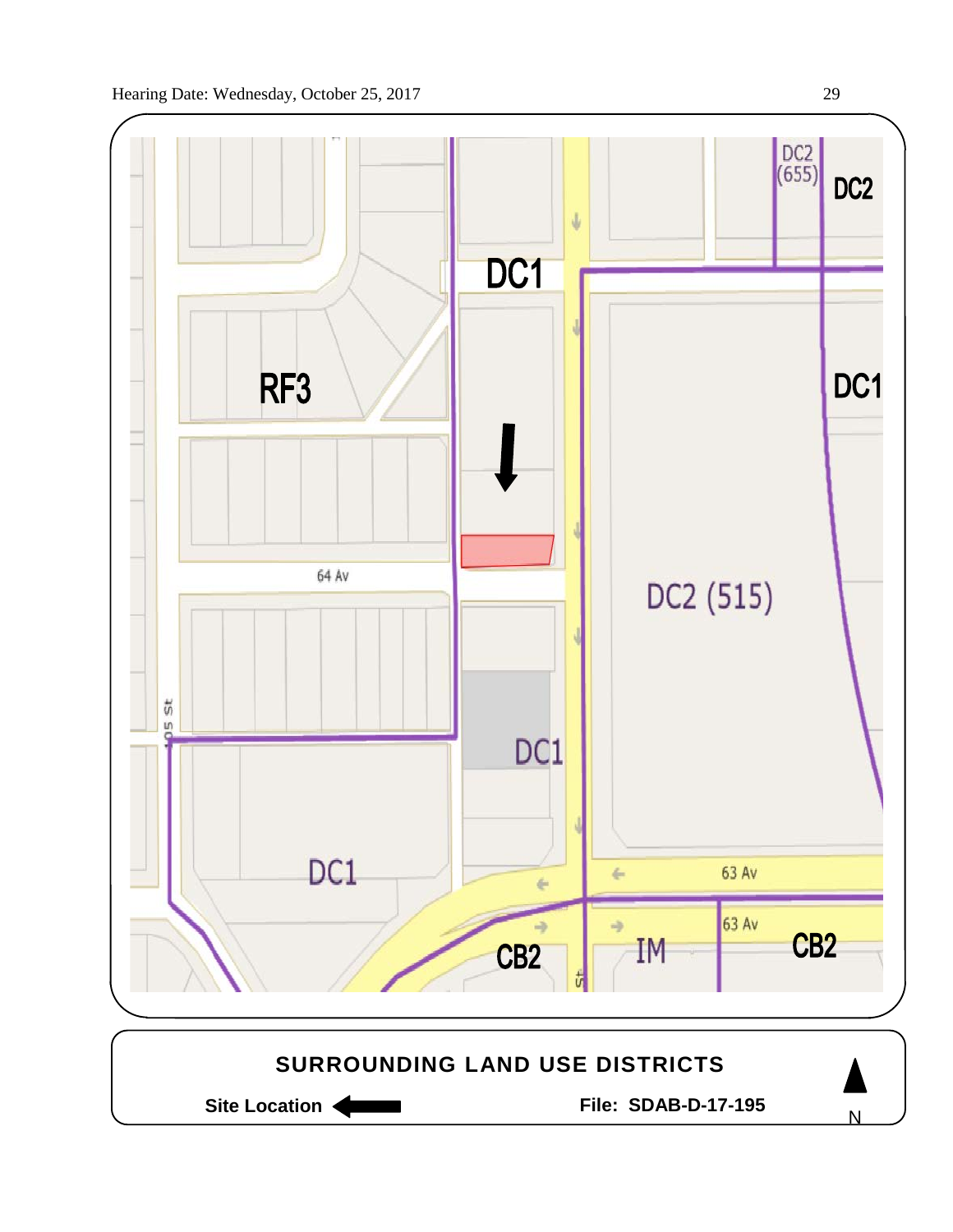Hearing Date: Wednesday, October 25, 2017

DC2 (655)

DC2

DC1

RF3

DC1

64 Av

DC2 (515)

105 St

DC1

DC1

63 Av

63 Av

CB2

IM

CB2

**SURROUNDING LAND USE DISTRICTS**

**Site Location** ⟵

**File: SDAB-D-17-195**

N